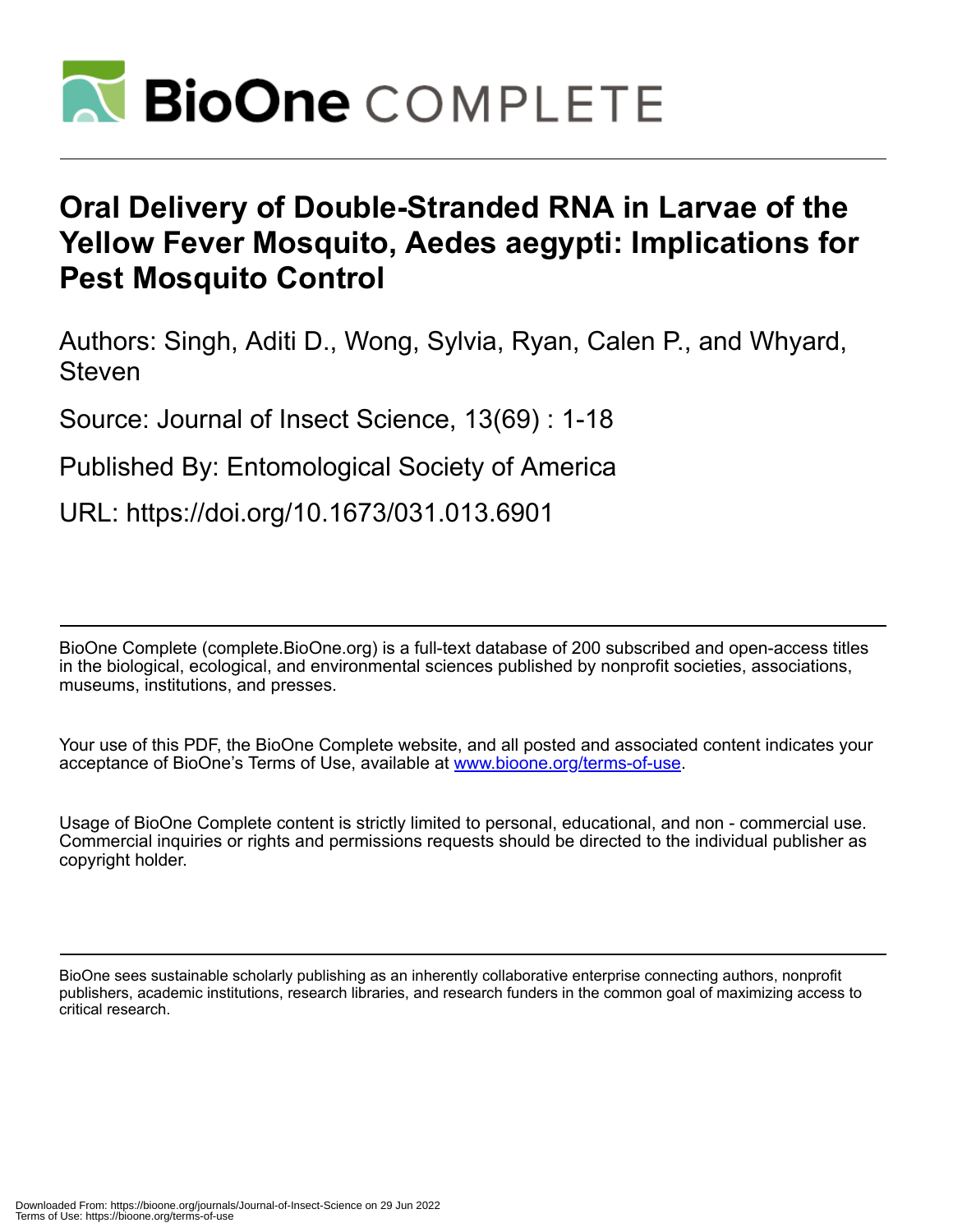# Oral Delivery of Double-Stranded RNA in Larvae of the Yellow Fever Mosquito, Aedes aegypti: Implications for Pest Mosquito Control

Authors: Singh, Aditi D., Wong, Sylvia, Ryan, Calen P., and Whyard, Steven

Source: Journal of Insect Science, 13(69) : 1-18

Published By: Entomological Society of America

URL: https://doi.org/10.1673/031.013.6901

BioOne Complete (complete.BioOne.org) is a full-text database of 200 subscribed and open-access titles in the biological, ecological, and environmental sciences published by nonprofit societies, associations, museums, institutions, and presses.

Your use of this PDF, the BioOne Complete website, and all posted and associated content indicates your acceptance of BioOne's Terms of Use, available at www.bioone.org/terms-of-use.

Usage of BioOne Complete content is strictly limited to personal, educational, and non - commercial use. Commercial inquiries or rights and permissions requests should be directed to the individual publisher as copyright holder.

BioOne sees sustainable scholarly publishing as an inherently collaborative enterprise connecting authors, nonprofit publishers, academic institutions, research libraries, and research funders in the common goal of maximizing access to critical research.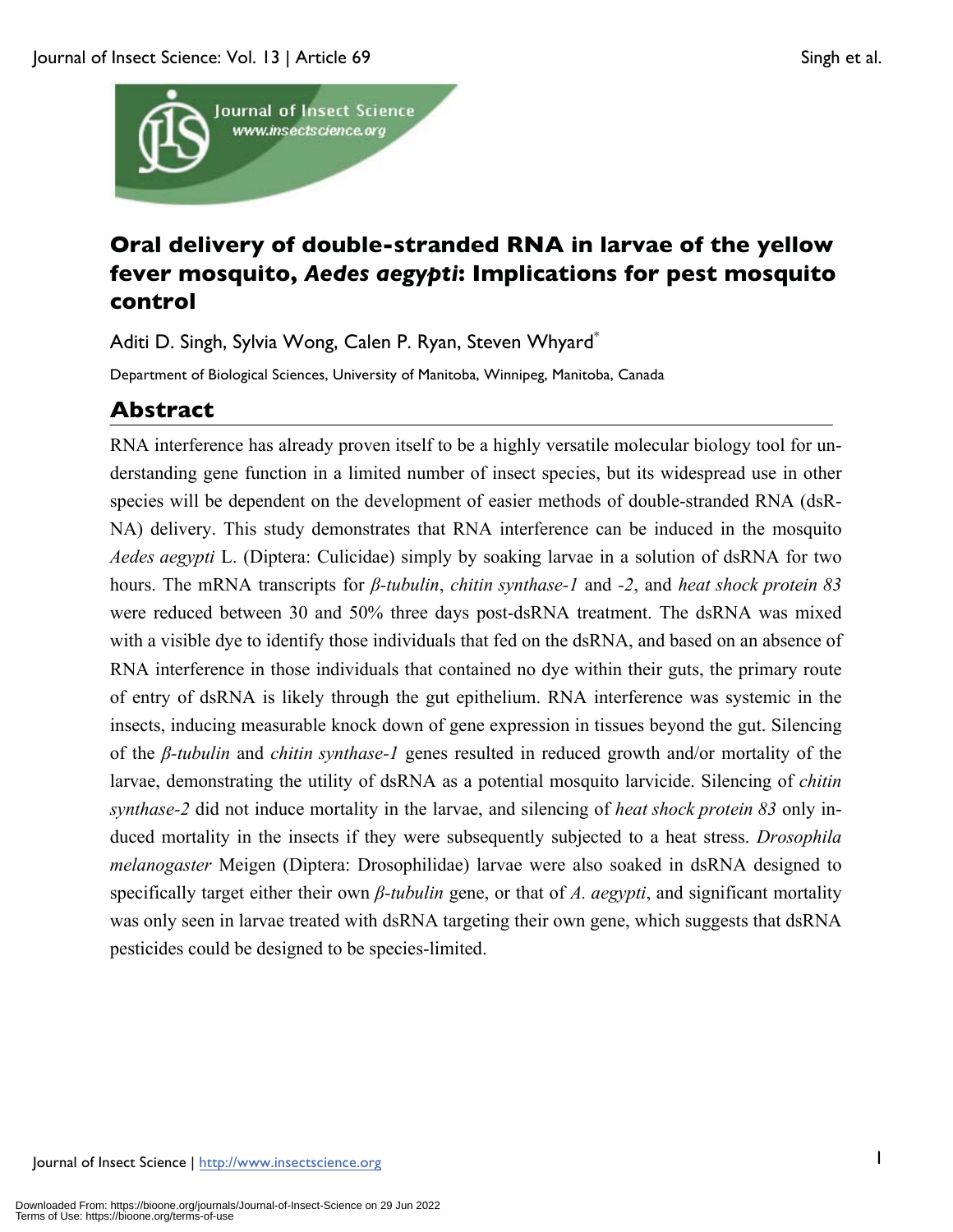# Oral delivery of double-stranded RNA in larvae of the yellow fever mosquito, *Aedes aegypti*: Implications for pest mosquito control

Aditi D. Singh, Sylvia Wong, Calen P. Ryan, Steven Whyard[*]

Department of Biological Sciences, University of Manitoba, Winnipeg, Manitoba, Canada

## Abstract

RNA interference has already proven itself to be a highly versatile molecular biology tool for understanding gene function in a limited number of insect species, but its widespread use in other species will be dependent on the development of easier methods of double-stranded RNA (dsRNA) delivery. This study demonstrates that RNA interference can be induced in the mosquito *Aedes aegypti* L. (Diptera: Culicidae) simply by soaking larvae in a solution of dsRNA for two hours. The mRNA transcripts for *β-tubulin*, *chitin synthase-1* and *-2*, and *heat shock protein 83* were reduced between 30 and 50% three days post-dsRNA treatment. The dsRNA was mixed with a visible dye to identify those individuals that fed on the dsRNA, and based on an absence of RNA interference in those individuals that contained no dye within their guts, the primary route of entry of dsRNA is likely through the gut epithelium. RNA interference was systemic in the insects, inducing measurable knock down of gene expression in tissues beyond the gut. Silencing of the *β-tubulin* and *chitin synthase-1* genes resulted in reduced growth and/or mortality of the larvae, demonstrating the utility of dsRNA as a potential mosquito larvicide. Silencing of *chitin synthase-2* did not induce mortality in the larvae, and silencing of *heat shock protein 83* only induced mortality in the insects if they were subsequently subjected to a heat stress. *Drosophila melanogaster* Meigen (Diptera: Drosophilidae) larvae were also soaked in dsRNA designed to specifically target either their own *β-tubulin* gene, or that of *A. aegypti*, and significant mortality was only seen in larvae treated with dsRNA targeting their own gene, which suggests that dsRNA pesticides could be designed to be species-limited.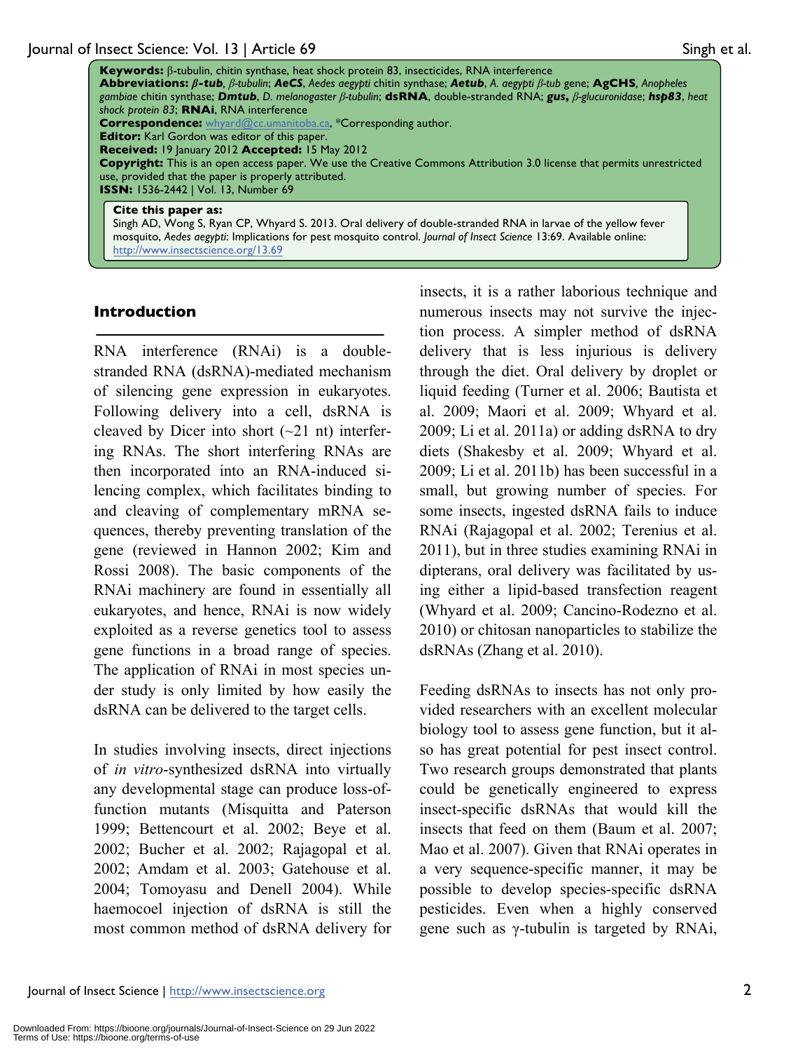**Keywords:** β-tubulin, chitin synthase, heat shock protein 83, insecticides, RNA interference
**Abbreviations:** ***β-tub***, *β-tubulin*; ***AeCS***, *Aedes aegypti* chitin synthase; ***Aetub***, *A. aegypti β-tub* gene; **AgCHS**, *Anopheles gambiae* chitin synthase; ***Dmtub***, *D. melanogaster β-tubulin*; **dsRNA**, double-stranded RNA; ***gus,*** *β-glucuronidase*; ***hsp83***, *heat shock protein 83*; **RNAi**, RNA interference
**Correspondence:** whyard@cc.umanitoba.ca, *Corresponding author.
**Editor:** Karl Gordon was editor of this paper.
**Received:** 19 January 2012 **Accepted:** 15 May 2012
**Copyright:** This is an open access paper. We use the Creative Commons Attribution 3.0 license that permits unrestricted use, provided that the paper is properly attributed.
**ISSN:** 1536-2442 | Vol. 13, Number 69

**Cite this paper as:**
Singh AD, Wong S, Ryan CP, Whyard S. 2013. Oral delivery of double-stranded RNA in larvae of the yellow fever mosquito, *Aedes aegypti*: Implications for pest mosquito control. *Journal of Insect Science* 13:69. Available online: http://www.insectscience.org/13.69

## Introduction

RNA interference (RNAi) is a double-stranded RNA (dsRNA)-mediated mechanism of silencing gene expression in eukaryotes. Following delivery into a cell, dsRNA is cleaved by Dicer into short (~21 nt) interfering RNAs. The short interfering RNAs are then incorporated into an RNA-induced silencing complex, which facilitates binding to and cleaving of complementary mRNA sequences, thereby preventing translation of the gene (reviewed in Hannon 2002; Kim and Rossi 2008). The basic components of the RNAi machinery are found in essentially all eukaryotes, and hence, RNAi is now widely exploited as a reverse genetics tool to assess gene functions in a broad range of species. The application of RNAi in most species under study is only limited by how easily the dsRNA can be delivered to the target cells.

In studies involving insects, direct injections of *in vitro*-synthesized dsRNA into virtually any developmental stage can produce loss-of-function mutants (Misquitta and Paterson 1999; Bettencourt et al. 2002; Beye et al. 2002; Bucher et al. 2002; Rajagopal et al. 2002; Amdam et al. 2003; Gatehouse et al. 2004; Tomoyasu and Denell 2004). While haemocoel injection of dsRNA is still the most common method of dsRNA delivery for insects, it is a rather laborious technique and numerous insects may not survive the injection process. A simpler method of dsRNA delivery that is less injurious is delivery through the diet. Oral delivery by droplet or liquid feeding (Turner et al. 2006; Bautista et al. 2009; Maori et al. 2009; Whyard et al. 2009; Li et al. 2011a) or adding dsRNA to dry diets (Shakesby et al. 2009; Whyard et al. 2009; Li et al. 2011b) has been successful in a small, but growing number of species. For some insects, ingested dsRNA fails to induce RNAi (Rajagopal et al. 2002; Terenius et al. 2011), but in three studies examining RNAi in dipterans, oral delivery was facilitated by using either a lipid-based transfection reagent (Whyard et al. 2009; Cancino-Rodezno et al. 2010) or chitosan nanoparticles to stabilize the dsRNAs (Zhang et al. 2010).

Feeding dsRNAs to insects has not only provided researchers with an excellent molecular biology tool to assess gene function, but it also has great potential for pest insect control. Two research groups demonstrated that plants could be genetically engineered to express insect-specific dsRNAs that would kill the insects that feed on them (Baum et al. 2007; Mao et al. 2007). Given that RNAi operates in a very sequence-specific manner, it may be possible to develop species-specific dsRNA pesticides. Even when a highly conserved gene such as γ-tubulin is targeted by RNAi,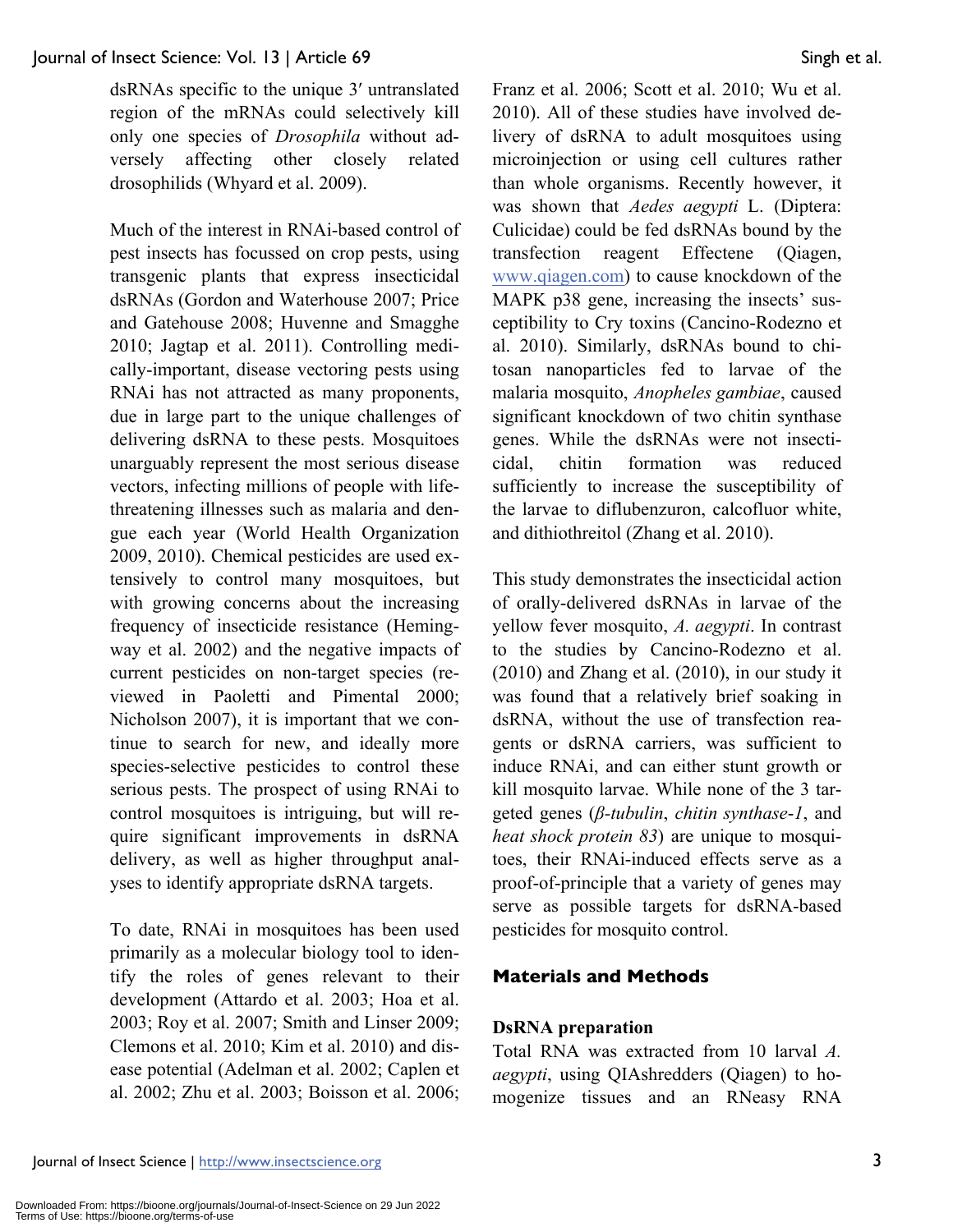dsRNAs specific to the unique 3′ untranslated region of the mRNAs could selectively kill only one species of *Drosophila* without adversely affecting other closely related drosophilids (Whyard et al. 2009).

Much of the interest in RNAi-based control of pest insects has focussed on crop pests, using transgenic plants that express insecticidal dsRNAs (Gordon and Waterhouse 2007; Price and Gatehouse 2008; Huvenne and Smagghe 2010; Jagtap et al. 2011). Controlling medically-important, disease vectoring pests using RNAi has not attracted as many proponents, due in large part to the unique challenges of delivering dsRNA to these pests. Mosquitoes unarguably represent the most serious disease vectors, infecting millions of people with life-threatening illnesses such as malaria and dengue each year (World Health Organization 2009, 2010). Chemical pesticides are used extensively to control many mosquitoes, but with growing concerns about the increasing frequency of insecticide resistance (Hemingway et al. 2002) and the negative impacts of current pesticides on non-target species (reviewed in Paoletti and Pimental 2000; Nicholson 2007), it is important that we continue to search for new, and ideally more species-selective pesticides to control these serious pests. The prospect of using RNAi to control mosquitoes is intriguing, but will require significant improvements in dsRNA delivery, as well as higher throughput analyses to identify appropriate dsRNA targets.

To date, RNAi in mosquitoes has been used primarily as a molecular biology tool to identify the roles of genes relevant to their development (Attardo et al. 2003; Hoa et al. 2003; Roy et al. 2007; Smith and Linser 2009; Clemons et al. 2010; Kim et al. 2010) and disease potential (Adelman et al. 2002; Caplen et al. 2002; Zhu et al. 2003; Boisson et al. 2006; Franz et al. 2006; Scott et al. 2010; Wu et al. 2010). All of these studies have involved delivery of dsRNA to adult mosquitoes using microinjection or using cell cultures rather than whole organisms. Recently however, it was shown that *Aedes aegypti* L. (Diptera: Culicidae) could be fed dsRNAs bound by the transfection reagent Effectene (Qiagen, www.qiagen.com) to cause knockdown of the MAPK p38 gene, increasing the insects' susceptibility to Cry toxins (Cancino-Rodezno et al. 2010). Similarly, dsRNAs bound to chitosan nanoparticles fed to larvae of the malaria mosquito, *Anopheles gambiae*, caused significant knockdown of two chitin synthase genes. While the dsRNAs were not insecticidal, chitin formation was reduced sufficiently to increase the susceptibility of the larvae to diflubenzuron, calcofluor white, and dithiothreitol (Zhang et al. 2010).

This study demonstrates the insecticidal action of orally-delivered dsRNAs in larvae of the yellow fever mosquito, *A. aegypti*. In contrast to the studies by Cancino-Rodezno et al. (2010) and Zhang et al. (2010), in our study it was found that a relatively brief soaking in dsRNA, without the use of transfection reagents or dsRNA carriers, was sufficient to induce RNAi, and can either stunt growth or kill mosquito larvae. While none of the 3 targeted genes (*β-tubulin*, *chitin synthase-1*, and *heat shock protein 83*) are unique to mosquitoes, their RNAi-induced effects serve as a proof-of-principle that a variety of genes may serve as possible targets for dsRNA-based pesticides for mosquito control.

## Materials and Methods

### DsRNA preparation

Total RNA was extracted from 10 larval *A. aegypti*, using QIAshredders (Qiagen) to homogenize tissues and an RNeasy RNA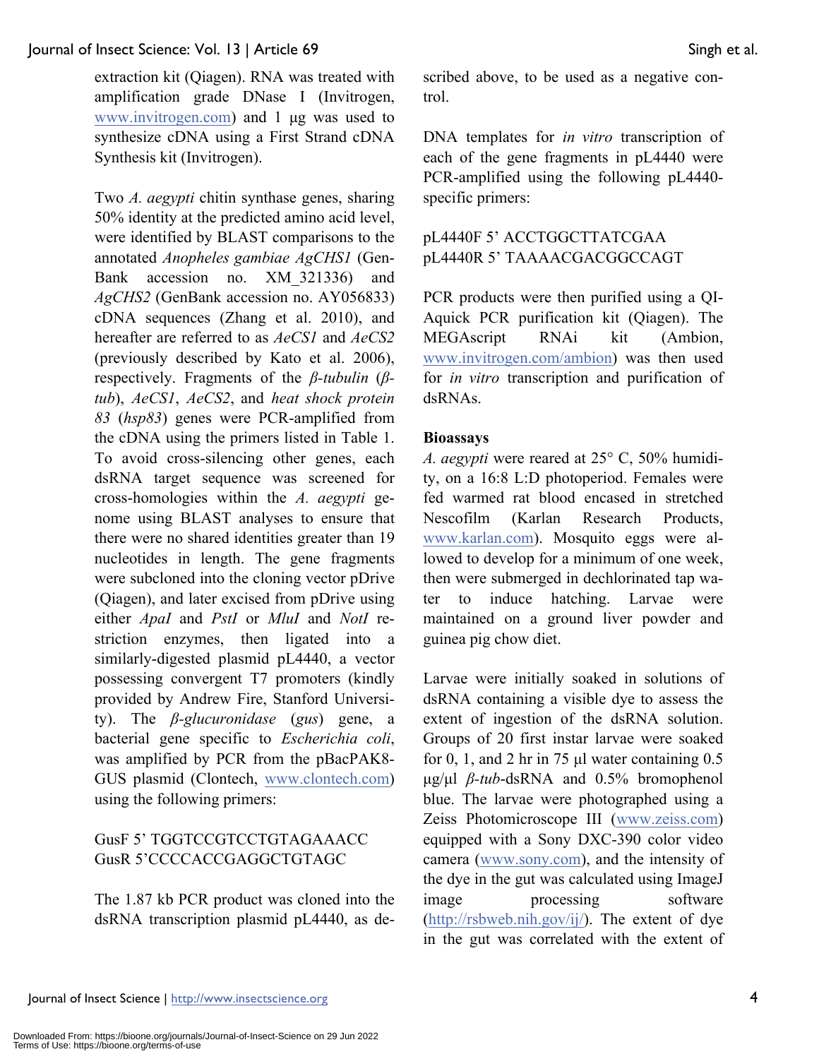extraction kit (Qiagen). RNA was treated with amplification grade DNase I (Invitrogen, www.invitrogen.com) and 1 µg was used to synthesize cDNA using a First Strand cDNA Synthesis kit (Invitrogen).

Two *A. aegypti* chitin synthase genes, sharing 50% identity at the predicted amino acid level, were identified by BLAST comparisons to the annotated *Anopheles gambiae AgCHS1* (GenBank accession no. XM_321336) and *AgCHS2* (GenBank accession no. AY056833) cDNA sequences (Zhang et al. 2010), and hereafter are referred to as *AeCS1* and *AeCS2* (previously described by Kato et al. 2006), respectively. Fragments of the *β-tubulin* (*β-tub*), *AeCS1*, *AeCS2*, and *heat shock protein 83* (*hsp83*) genes were PCR-amplified from the cDNA using the primers listed in Table 1. To avoid cross-silencing other genes, each dsRNA target sequence was screened for cross-homologies within the *A. aegypti* genome using BLAST analyses to ensure that there were no shared identities greater than 19 nucleotides in length. The gene fragments were subcloned into the cloning vector pDrive (Qiagen), and later excised from pDrive using either *ApaI* and *PstI* or *MluI* and *NotI* restriction enzymes, then ligated into a similarly-digested plasmid pL4440, a vector possessing convergent T7 promoters (kindly provided by Andrew Fire, Stanford University). The *β-glucuronidase* (*gus*) gene, a bacterial gene specific to *Escherichia coli*, was amplified by PCR from the pBacPAK8-GUS plasmid (Clontech, www.clontech.com) using the following primers:

GusF 5' TGGTCCGTCCTGTAGAAACC
GusR 5'CCCCACCGAGGCTGTAGC

The 1.87 kb PCR product was cloned into the dsRNA transcription plasmid pL4440, as described above, to be used as a negative control.

DNA templates for *in vitro* transcription of each of the gene fragments in pL4440 were PCR-amplified using the following pL4440-specific primers:

pL4440F 5' ACCTGGCTTATCGAA
pL4440R 5' TAAAACGACGGCCAGT

PCR products were then purified using a QIAquick PCR purification kit (Qiagen). The MEGAscript RNAi kit (Ambion, www.invitrogen.com/ambion) was then used for *in vitro* transcription and purification of dsRNAs.

**Bioassays**

*A. aegypti* were reared at 25° C, 50% humidity, on a 16:8 L:D photoperiod. Females were fed warmed rat blood encased in stretched Nescofilm (Karlan Research Products, www.karlan.com). Mosquito eggs were allowed to develop for a minimum of one week, then were submerged in dechlorinated tap water to induce hatching. Larvae were maintained on a ground liver powder and guinea pig chow diet.

Larvae were initially soaked in solutions of dsRNA containing a visible dye to assess the extent of ingestion of the dsRNA solution. Groups of 20 first instar larvae were soaked for 0, 1, and 2 hr in 75 µl water containing 0.5 µg/µl *β-tub*-dsRNA and 0.5% bromophenol blue. The larvae were photographed using a Zeiss Photomicroscope III (www.zeiss.com) equipped with a Sony DXC-390 color video camera (www.sony.com), and the intensity of the dye in the gut was calculated using ImageJ image processing software (http://rsbweb.nih.gov/ij/). The extent of dye in the gut was correlated with the extent of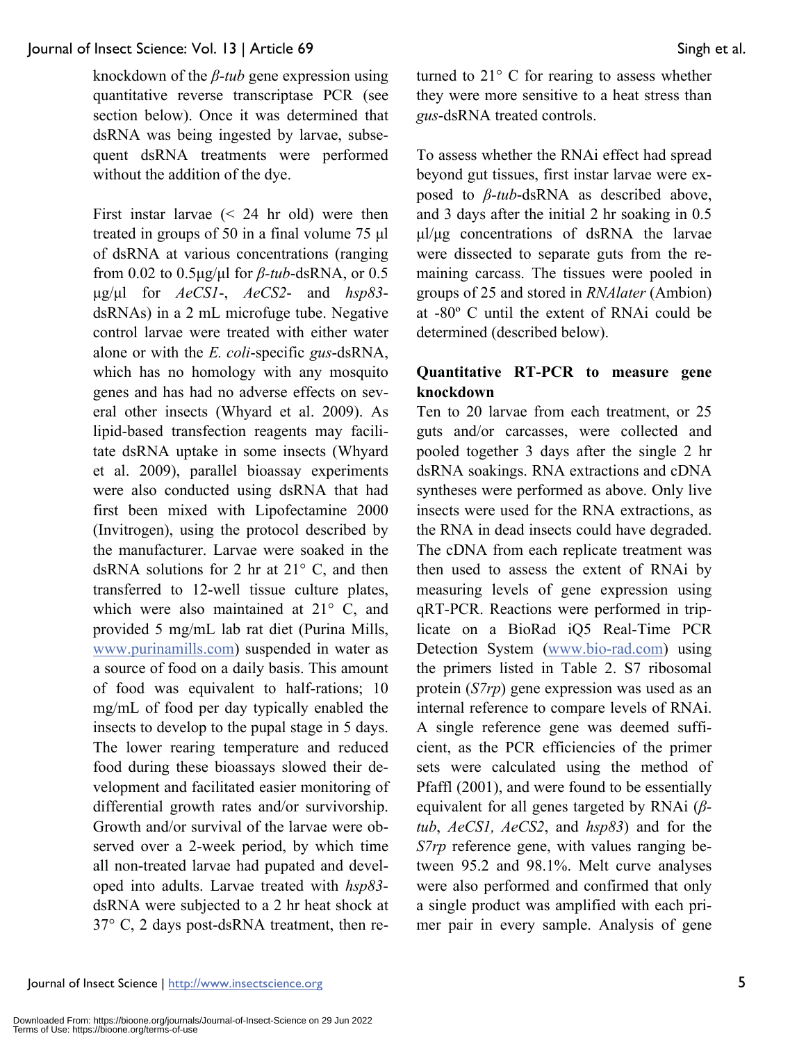knockdown of the *β-tub* gene expression using quantitative reverse transcriptase PCR (see section below). Once it was determined that dsRNA was being ingested by larvae, subsequent dsRNA treatments were performed without the addition of the dye.

First instar larvae (< 24 hr old) were then treated in groups of 50 in a final volume 75 µl of dsRNA at various concentrations (ranging from 0.02 to 0.5µg/µl for *β-tub*-dsRNA, or 0.5 µg/µl for *AeCS1*-, *AeCS2*- and *hsp83*-dsRNAs) in a 2 mL microfuge tube. Negative control larvae were treated with either water alone or with the *E. coli*-specific *gus*-dsRNA, which has no homology with any mosquito genes and has had no adverse effects on several other insects (Whyard et al. 2009). As lipid-based transfection reagents may facilitate dsRNA uptake in some insects (Whyard et al. 2009), parallel bioassay experiments were also conducted using dsRNA that had first been mixed with Lipofectamine 2000 (Invitrogen), using the protocol described by the manufacturer. Larvae were soaked in the dsRNA solutions for 2 hr at 21° C, and then transferred to 12-well tissue culture plates, which were also maintained at 21° C, and provided 5 mg/mL lab rat diet (Purina Mills, www.purinamills.com) suspended in water as a source of food on a daily basis. This amount of food was equivalent to half-rations; 10 mg/mL of food per day typically enabled the insects to develop to the pupal stage in 5 days. The lower rearing temperature and reduced food during these bioassays slowed their development and facilitated easier monitoring of differential growth rates and/or survivorship. Growth and/or survival of the larvae were observed over a 2-week period, by which time all non-treated larvae had pupated and developed into adults. Larvae treated with *hsp83*-dsRNA were subjected to a 2 hr heat shock at 37° C, 2 days post-dsRNA treatment, then returned to 21° C for rearing to assess whether they were more sensitive to a heat stress than *gus*-dsRNA treated controls.

To assess whether the RNAi effect had spread beyond gut tissues, first instar larvae were exposed to *β-tub*-dsRNA as described above, and 3 days after the initial 2 hr soaking in 0.5 µl/µg concentrations of dsRNA the larvae were dissected to separate guts from the remaining carcass. The tissues were pooled in groups of 25 and stored in *RNAlater* (Ambion) at -80º C until the extent of RNAi could be determined (described below).

### Quantitative RT-PCR to measure gene knockdown

Ten to 20 larvae from each treatment, or 25 guts and/or carcasses, were collected and pooled together 3 days after the single 2 hr dsRNA soakings. RNA extractions and cDNA syntheses were performed as above. Only live insects were used for the RNA extractions, as the RNA in dead insects could have degraded. The cDNA from each replicate treatment was then used to assess the extent of RNAi by measuring levels of gene expression using qRT-PCR. Reactions were performed in triplicate on a BioRad iQ5 Real-Time PCR Detection System (www.bio-rad.com) using the primers listed in Table 2. S7 ribosomal protein (*S7rp*) gene expression was used as an internal reference to compare levels of RNAi. A single reference gene was deemed sufficient, as the PCR efficiencies of the primer sets were calculated using the method of Pfaffl (2001), and were found to be essentially equivalent for all genes targeted by RNAi (*β-tub*, *AeCS1, AeCS2*, and *hsp83*) and for the *S7rp* reference gene, with values ranging between 95.2 and 98.1%. Melt curve analyses were also performed and confirmed that only a single product was amplified with each primer pair in every sample. Analysis of gene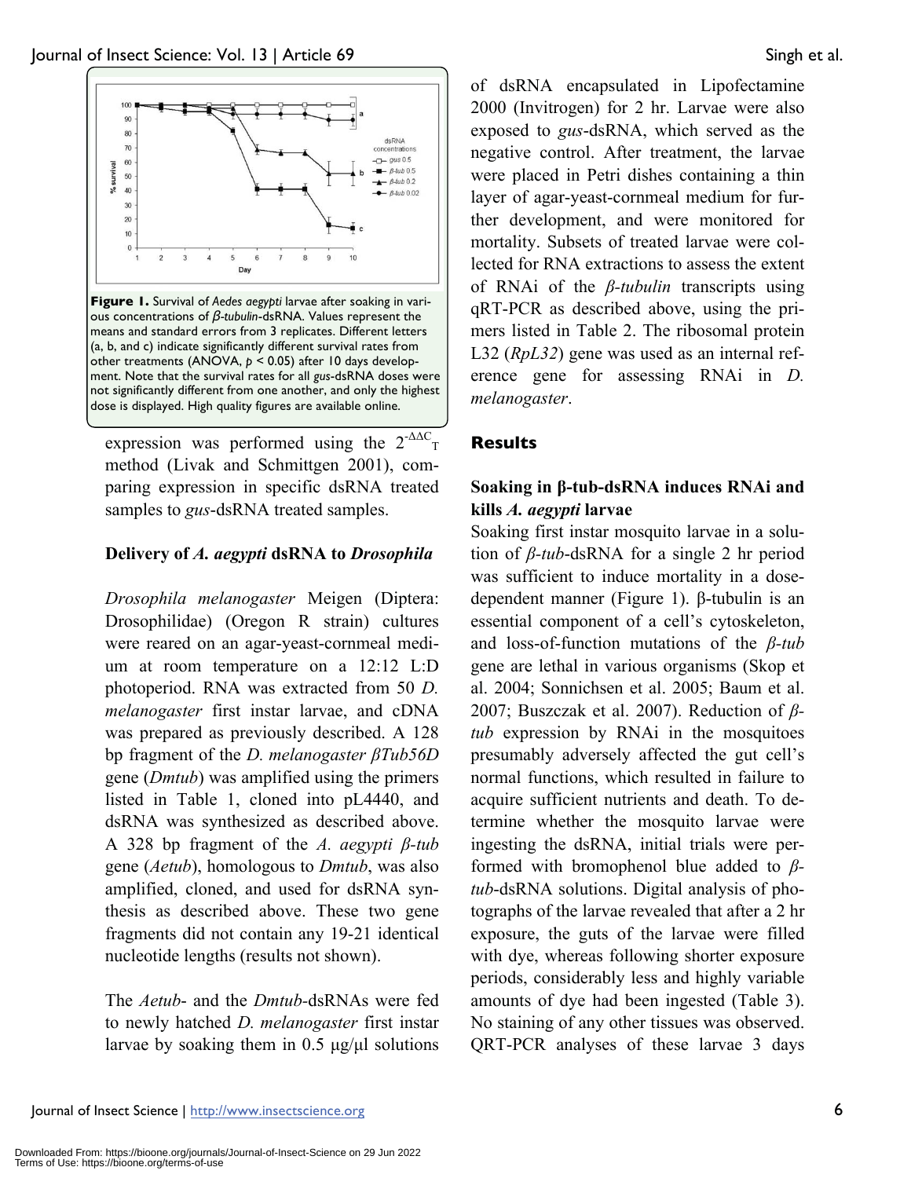100
90
80
70
60
50
40
30
20
10
0

% survival

1 2 3 4 5 6 7 8 9 10

Day

a

b

c

dsRNA concentrations

*gus* 0.5

*β-tub* 0.5

*β-tub* 0.2

*β-tub* 0.02

**Figure 1.** Survival of *Aedes aegypti* larvae after soaking in various concentrations of *β-tubulin*-dsRNA. Values represent the means and standard errors from 3 replicates. Different letters (a, b, and c) indicate significantly different survival rates from other treatments (ANOVA, $p < 0.05$) after 10 days development. Note that the survival rates for all *gus*-dsRNA doses were not significantly different from one another, and only the highest dose is displayed. High quality figures are available online.

expression was performed using the $2^{-\Delta\Delta C_T}$ method (Livak and Schmittgen 2001), comparing expression in specific dsRNA treated samples to *gus*-dsRNA treated samples.

### Delivery of *A. aegypti* dsRNA to *Drosophila*

*Drosophila melanogaster* Meigen (Diptera: Drosophilidae) (Oregon R strain) cultures were reared on an agar-yeast-cornmeal medium at room temperature on a 12:12 L:D photoperiod. RNA was extracted from 50 *D. melanogaster* first instar larvae, and cDNA was prepared as previously described. A 128 bp fragment of the *D. melanogaster βTub56D* gene (*Dmtub*) was amplified using the primers listed in Table 1, cloned into pL4440, and dsRNA was synthesized as described above. A 328 bp fragment of the *A. aegypti β-tub* gene (*Aetub*), homologous to *Dmtub*, was also amplified, cloned, and used for dsRNA synthesis as described above. These two gene fragments did not contain any 19-21 identical nucleotide lengths (results not shown).

The *Aetub*- and the *Dmtub*-dsRNAs were fed to newly hatched *D. melanogaster* first instar larvae by soaking them in 0.5 µg/µl solutions of dsRNA encapsulated in Lipofectamine 2000 (Invitrogen) for 2 hr. Larvae were also exposed to *gus*-dsRNA, which served as the negative control. After treatment, the larvae were placed in Petri dishes containing a thin layer of agar-yeast-cornmeal medium for further development, and were monitored for mortality. Subsets of treated larvae were collected for RNA extractions to assess the extent of RNAi of the *β-tubulin* transcripts using qRT-PCR as described above, using the primers listed in Table 2. The ribosomal protein L32 (*RpL32*) gene was used as an internal reference gene for assessing RNAi in *D. melanogaster*.

## Results

### Soaking in β-tub-dsRNA induces RNAi and kills *A. aegypti* larvae

Soaking first instar mosquito larvae in a solution of *β-tub*-dsRNA for a single 2 hr period was sufficient to induce mortality in a dose-dependent manner (Figure 1). β-tubulin is an essential component of a cell's cytoskeleton, and loss-of-function mutations of the *β-tub* gene are lethal in various organisms (Skop et al. 2004; Sonnichsen et al. 2005; Baum et al. 2007; Buszczak et al. 2007). Reduction of *β-tub* expression by RNAi in the mosquitoes presumably adversely affected the gut cell's normal functions, which resulted in failure to acquire sufficient nutrients and death. To determine whether the mosquito larvae were ingesting the dsRNA, initial trials were performed with bromophenol blue added to *β-tub*-dsRNA solutions. Digital analysis of photographs of the larvae revealed that after a 2 hr exposure, the guts of the larvae were filled with dye, whereas following shorter exposure periods, considerably less and highly variable amounts of dye had been ingested (Table 3). No staining of any other tissues was observed. QRT-PCR analyses of these larvae 3 days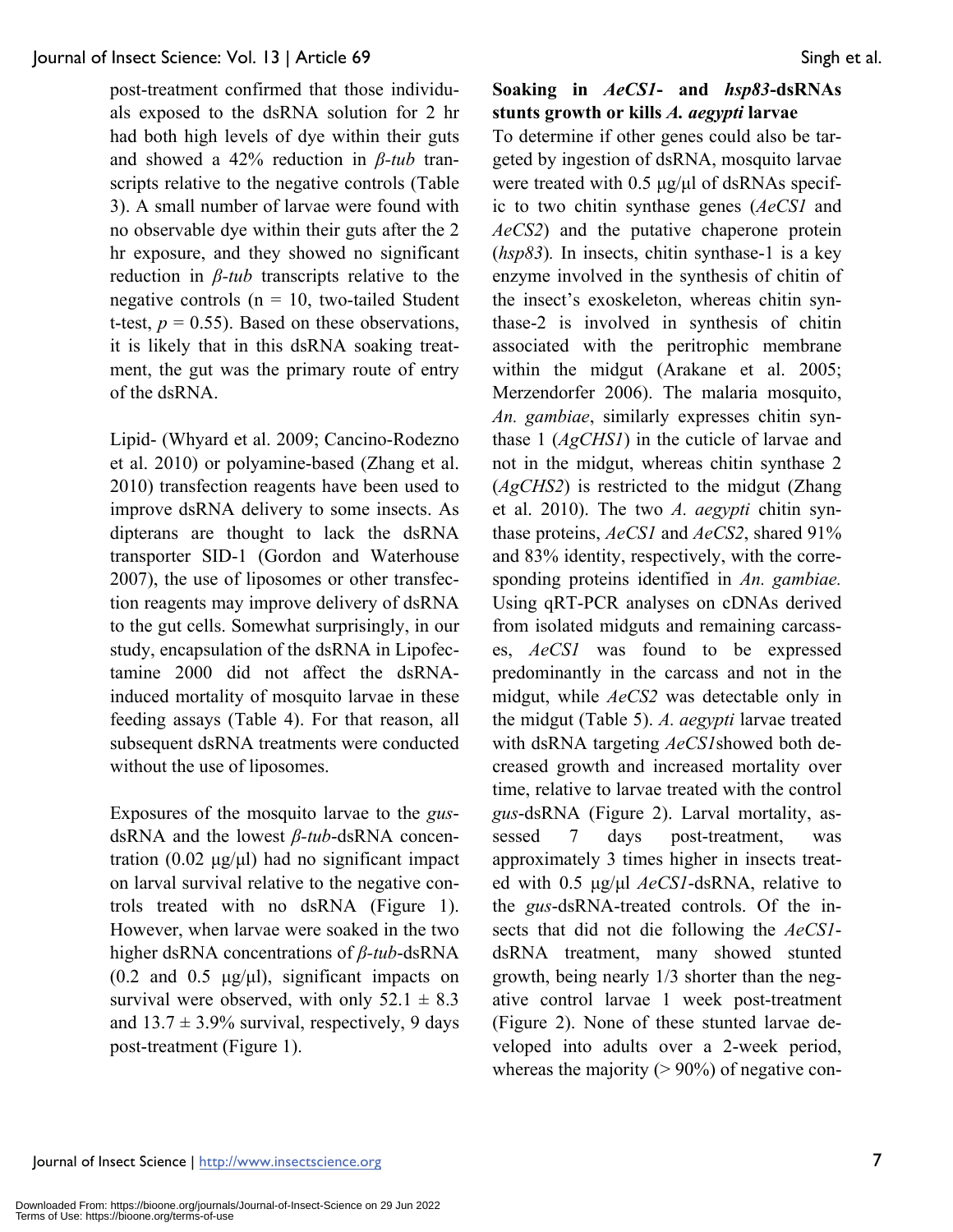post-treatment confirmed that those individuals exposed to the dsRNA solution for 2 hr had both high levels of dye within their guts and showed a 42% reduction in *β-tub* transcripts relative to the negative controls (Table 3). A small number of larvae were found with no observable dye within their guts after the 2 hr exposure, and they showed no significant reduction in *β-tub* transcripts relative to the negative controls (n = 10, two-tailed Student t-test, $p = 0.55$). Based on these observations, it is likely that in this dsRNA soaking treatment, the gut was the primary route of entry of the dsRNA.

Lipid- (Whyard et al. 2009; Cancino-Rodezno et al. 2010) or polyamine-based (Zhang et al. 2010) transfection reagents have been used to improve dsRNA delivery to some insects. As dipterans are thought to lack the dsRNA transporter SID-1 (Gordon and Waterhouse 2007), the use of liposomes or other transfection reagents may improve delivery of dsRNA to the gut cells. Somewhat surprisingly, in our study, encapsulation of the dsRNA in Lipofectamine 2000 did not affect the dsRNA-induced mortality of mosquito larvae in these feeding assays (Table 4). For that reason, all subsequent dsRNA treatments were conducted without the use of liposomes.

Exposures of the mosquito larvae to the *gus*-dsRNA and the lowest *β-tub*-dsRNA concentration (0.02 µg/µl) had no significant impact on larval survival relative to the negative controls treated with no dsRNA (Figure 1). However, when larvae were soaked in the two higher dsRNA concentrations of *β-tub*-dsRNA (0.2 and 0.5 µg/µl), significant impacts on survival were observed, with only 52.1 ± 8.3 and 13.7 ± 3.9% survival, respectively, 9 days post-treatment (Figure 1).

**Soaking in *AeCS1*- and *hsp83*-dsRNAs stunts growth or kills *A. aegypti* larvae**

To determine if other genes could also be targeted by ingestion of dsRNA, mosquito larvae were treated with 0.5 µg/µl of dsRNAs specific to two chitin synthase genes (*AeCS1* and *AeCS2*) and the putative chaperone protein (*hsp83*). In insects, chitin synthase-1 is a key enzyme involved in the synthesis of chitin of the insect's exoskeleton, whereas chitin synthase-2 is involved in synthesis of chitin associated with the peritrophic membrane within the midgut (Arakane et al. 2005; Merzendorfer 2006). The malaria mosquito, *An. gambiae*, similarly expresses chitin synthase 1 (*AgCHS1*) in the cuticle of larvae and not in the midgut, whereas chitin synthase 2 (*AgCHS2*) is restricted to the midgut (Zhang et al. 2010). The two *A. aegypti* chitin synthase proteins, *AeCS1* and *AeCS2*, shared 91% and 83% identity, respectively, with the corresponding proteins identified in *An. gambiae.* Using qRT-PCR analyses on cDNAs derived from isolated midguts and remaining carcasses, *AeCS1* was found to be expressed predominantly in the carcass and not in the midgut, while *AeCS2* was detectable only in the midgut (Table 5). *A. aegypti* larvae treated with dsRNA targeting *AeCS1*showed both decreased growth and increased mortality over time, relative to larvae treated with the control *gus*-dsRNA (Figure 2). Larval mortality, assessed 7 days post-treatment, was approximately 3 times higher in insects treated with 0.5 µg/µl *AeCS1*-dsRNA, relative to the *gus*-dsRNA-treated controls. Of the insects that did not die following the *AeCS1*-dsRNA treatment, many showed stunted growth, being nearly 1/3 shorter than the negative control larvae 1 week post-treatment (Figure 2). None of these stunted larvae developed into adults over a 2-week period, whereas the majority (> 90%) of negative con-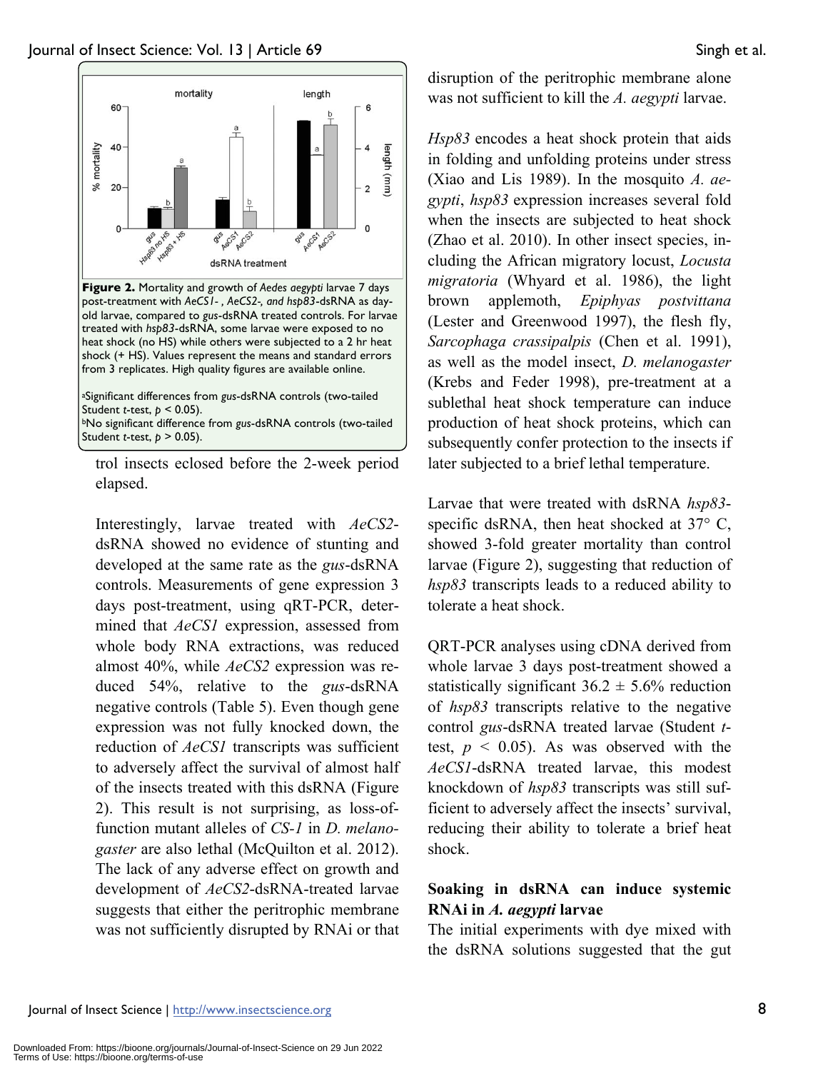mortality

length

60

40

20

0

% mortality

6

4

2

0

length (mm)

a

a

b

a

b

b

a

b

gus

Hsp83 no HS

Hsp83 + HS

gus

AeCS1

AeCS2

gus

AeCS1

AeCS2

dsRNA treatment

**Figure 2.** Mortality and growth of *Aedes aegypti* larvae 7 days post-treatment with *AeCS1-, AeCS2-, and hsp83*-dsRNA as day-old larvae, compared to *gus*-dsRNA treated controls. For larvae treated with *hsp83*-dsRNA, some larvae were exposed to no heat shock (no HS) while others were subjected to a 2 hr heat shock (+ HS). Values represent the means and standard errors from 3 replicates. High quality figures are available online.

[a]Significant differences from *gus*-dsRNA controls (two-tailed Student *t*-test, $p < 0.05$).
[b]No significant difference from *gus*-dsRNA controls (two-tailed Student *t*-test, $p > 0.05$).

trol insects eclosed before the 2-week period elapsed.

Interestingly, larvae treated with *AeCS2*-dsRNA showed no evidence of stunting and developed at the same rate as the *gus*-dsRNA controls. Measurements of gene expression 3 days post-treatment, using qRT-PCR, determined that *AeCS1* expression, assessed from whole body RNA extractions, was reduced almost 40%, while *AeCS2* expression was reduced 54%, relative to the *gus*-dsRNA negative controls (Table 5). Even though gene expression was not fully knocked down, the reduction of *AeCS1* transcripts was sufficient to adversely affect the survival of almost half of the insects treated with this dsRNA (Figure 2). This result is not surprising, as loss-of-function mutant alleles of *CS-1* in *D. melanogaster* are also lethal (McQuilton et al. 2012). The lack of any adverse effect on growth and development of *AeCS2*-dsRNA-treated larvae suggests that either the peritrophic membrane was not sufficiently disrupted by RNAi or that disruption of the peritrophic membrane alone was not sufficient to kill the *A. aegypti* larvae.

*Hsp83* encodes a heat shock protein that aids in folding and unfolding proteins under stress (Xiao and Lis 1989). In the mosquito *A. aegypti*, *hsp83* expression increases several fold when the insects are subjected to heat shock (Zhao et al. 2010). In other insect species, including the African migratory locust, *Locusta migratoria* (Whyard et al. 1986), the light brown applemoth, *Epiphyas postvittana* (Lester and Greenwood 1997), the flesh fly, *Sarcophaga crassipalpis* (Chen et al. 1991), as well as the model insect, *D. melanogaster* (Krebs and Feder 1998), pre-treatment at a sublethal heat shock temperature can induce production of heat shock proteins, which can subsequently confer protection to the insects if later subjected to a brief lethal temperature.

Larvae that were treated with dsRNA *hsp83*-specific dsRNA, then heat shocked at 37° C, showed 3-fold greater mortality than control larvae (Figure 2), suggesting that reduction of *hsp83* transcripts leads to a reduced ability to tolerate a heat shock.

QRT-PCR analyses using cDNA derived from whole larvae 3 days post-treatment showed a statistically significant $36.2 \pm 5.6\%$ reduction of *hsp83* transcripts relative to the negative control *gus*-dsRNA treated larvae (Student *t*-test, $p < 0.05$). As was observed with the *AeCS1*-dsRNA treated larvae, this modest knockdown of *hsp83* transcripts was still sufficient to adversely affect the insects' survival, reducing their ability to tolerate a brief heat shock.

### Soaking in dsRNA can induce systemic RNAi in *A. aegypti* larvae

The initial experiments with dye mixed with the dsRNA solutions suggested that the gut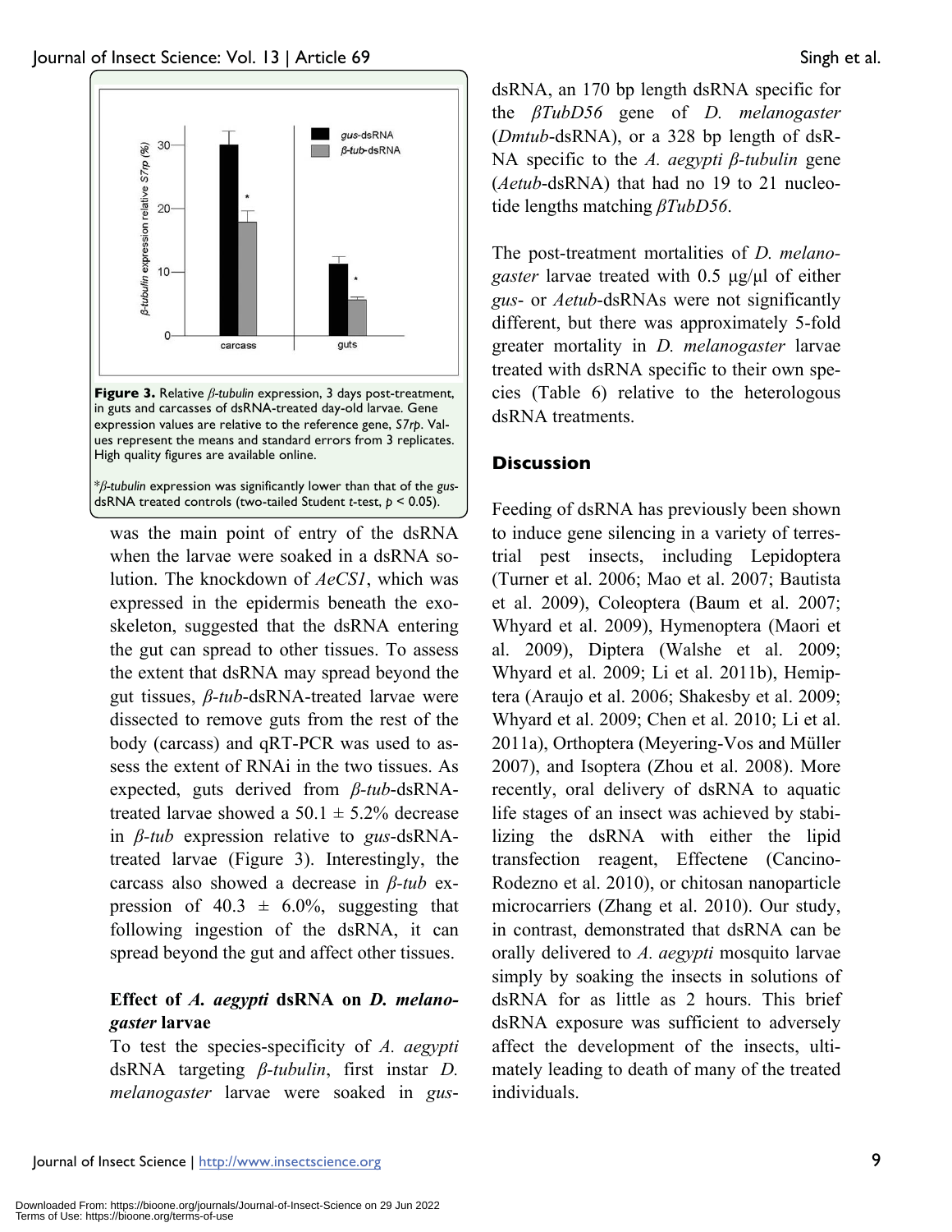β-tubulin expression relative S7rp (%)

30

20

10

0

carcass

guts

gus-dsRNA

β-tub-dsRNA

*

*

**Figure 3.** Relative *β-tubulin* expression, 3 days post-treatment, in guts and carcasses of dsRNA-treated day-old larvae. Gene expression values are relative to the reference gene, *S7rp*. Values represent the means and standard errors from 3 replicates. High quality figures are available online.

**β-tubulin* expression was significantly lower than that of the *gus*-dsRNA treated controls (two-tailed Student *t*-test, $p < 0.05$).

was the main point of entry of the dsRNA when the larvae were soaked in a dsRNA solution. The knockdown of *AeCS1*, which was expressed in the epidermis beneath the exoskeleton, suggested that the dsRNA entering the gut can spread to other tissues. To assess the extent that dsRNA may spread beyond the gut tissues, *β-tub*-dsRNA-treated larvae were dissected to remove guts from the rest of the body (carcass) and qRT-PCR was used to assess the extent of RNAi in the two tissues. As expected, guts derived from *β-tub*-dsRNA-treated larvae showed a 50.1 ± 5.2% decrease in *β-tub* expression relative to *gus*-dsRNA-treated larvae (Figure 3). Interestingly, the carcass also showed a decrease in *β-tub* expression of 40.3 ± 6.0%, suggesting that following ingestion of the dsRNA, it can spread beyond the gut and affect other tissues.

### Effect of *A. aegypti* dsRNA on *D. melanogaster* larvae

To test the species-specificity of *A. aegypti* dsRNA targeting *β-tubulin*, first instar *D. melanogaster* larvae were soaked in *gus*-dsRNA, an 170 bp length dsRNA specific for the *βTubD56* gene of *D. melanogaster* (*Dmtub*-dsRNA), or a 328 bp length of dsRNA specific to the *A. aegypti β-tubulin* gene (*Aetub*-dsRNA) that had no 19 to 21 nucleotide lengths matching *βTubD56*.

The post-treatment mortalities of *D. melanogaster* larvae treated with 0.5 µg/µl of either *gus*- or *Aetub*-dsRNAs were not significantly different, but there was approximately 5-fold greater mortality in *D. melanogaster* larvae treated with dsRNA specific to their own species (Table 6) relative to the heterologous dsRNA treatments.

## Discussion

Feeding of dsRNA has previously been shown to induce gene silencing in a variety of terrestrial pest insects, including Lepidoptera (Turner et al. 2006; Mao et al. 2007; Bautista et al. 2009), Coleoptera (Baum et al. 2007; Whyard et al. 2009), Hymenoptera (Maori et al. 2009), Diptera (Walshe et al. 2009; Whyard et al. 2009; Li et al. 2011b), Hemiptera (Araujo et al. 2006; Shakesby et al. 2009; Whyard et al. 2009; Chen et al. 2010; Li et al. 2011a), Orthoptera (Meyering-Vos and Müller 2007), and Isoptera (Zhou et al. 2008). More recently, oral delivery of dsRNA to aquatic life stages of an insect was achieved by stabilizing the dsRNA with either the lipid transfection reagent, Effectene (Cancino-Rodezno et al. 2010), or chitosan nanoparticle microcarriers (Zhang et al. 2010). Our study, in contrast, demonstrated that dsRNA can be orally delivered to *A. aegypti* mosquito larvae simply by soaking the insects in solutions of dsRNA for as little as 2 hours. This brief dsRNA exposure was sufficient to adversely affect the development of the insects, ultimately leading to death of many of the treated individuals.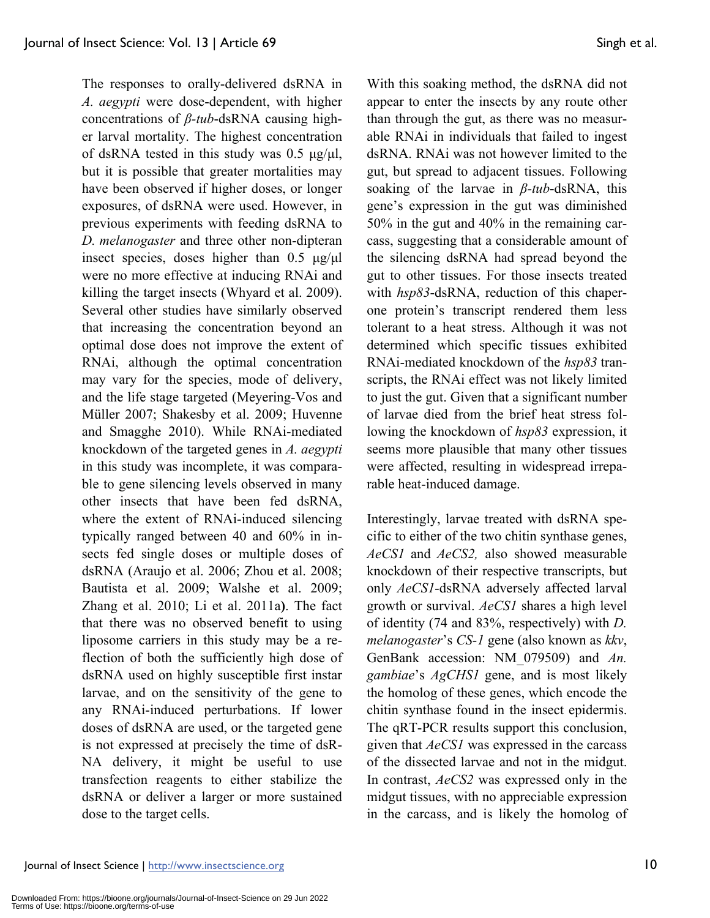The responses to orally-delivered dsRNA in *A. aegypti* were dose-dependent, with higher concentrations of *β-tub*-dsRNA causing higher larval mortality. The highest concentration of dsRNA tested in this study was 0.5 µg/µl, but it is possible that greater mortalities may have been observed if higher doses, or longer exposures, of dsRNA were used. However, in previous experiments with feeding dsRNA to *D. melanogaster* and three other non-dipteran insect species, doses higher than 0.5 µg/µl were no more effective at inducing RNAi and killing the target insects (Whyard et al. 2009). Several other studies have similarly observed that increasing the concentration beyond an optimal dose does not improve the extent of RNAi, although the optimal concentration may vary for the species, mode of delivery, and the life stage targeted (Meyering-Vos and Müller 2007; Shakesby et al. 2009; Huvenne and Smagghe 2010). While RNAi-mediated knockdown of the targeted genes in *A. aegypti* in this study was incomplete, it was comparable to gene silencing levels observed in many other insects that have been fed dsRNA, where the extent of RNAi-induced silencing typically ranged between 40 and 60% in insects fed single doses or multiple doses of dsRNA (Araujo et al. 2006; Zhou et al. 2008; Bautista et al. 2009; Walshe et al. 2009; Zhang et al. 2010; Li et al. 2011a). The fact that there was no observed benefit to using liposome carriers in this study may be a reflection of both the sufficiently high dose of dsRNA used on highly susceptible first instar larvae, and on the sensitivity of the gene to any RNAi-induced perturbations. If lower doses of dsRNA are used, or the targeted gene is not expressed at precisely the time of dsRNA delivery, it might be useful to use transfection reagents to either stabilize the dsRNA or deliver a larger or more sustained dose to the target cells.

With this soaking method, the dsRNA did not appear to enter the insects by any route other than through the gut, as there was no measurable RNAi in individuals that failed to ingest dsRNA. RNAi was not however limited to the gut, but spread to adjacent tissues. Following soaking of the larvae in *β-tub*-dsRNA, this gene's expression in the gut was diminished 50% in the gut and 40% in the remaining carcass, suggesting that a considerable amount of the silencing dsRNA had spread beyond the gut to other tissues. For those insects treated with *hsp83*-dsRNA, reduction of this chaperone protein's transcript rendered them less tolerant to a heat stress. Although it was not determined which specific tissues exhibited RNAi-mediated knockdown of the *hsp83* transcripts, the RNAi effect was not likely limited to just the gut. Given that a significant number of larvae died from the brief heat stress following the knockdown of *hsp83* expression, it seems more plausible that many other tissues were affected, resulting in widespread irreparable heat-induced damage.

Interestingly, larvae treated with dsRNA specific to either of the two chitin synthase genes, *AeCS1* and *AeCS2,* also showed measurable knockdown of their respective transcripts, but only *AeCS1*-dsRNA adversely affected larval growth or survival. *AeCS1* shares a high level of identity (74 and 83%, respectively) with *D. melanogaster*'s *CS-1* gene (also known as *kkv*, GenBank accession: NM_079509) and *An. gambiae*'s *AgCHS1* gene, and is most likely the homolog of these genes, which encode the chitin synthase found in the insect epidermis. The qRT-PCR results support this conclusion, given that *AeCS1* was expressed in the carcass of the dissected larvae and not in the midgut. In contrast, *AeCS2* was expressed only in the midgut tissues, with no appreciable expression in the carcass, and is likely the homolog of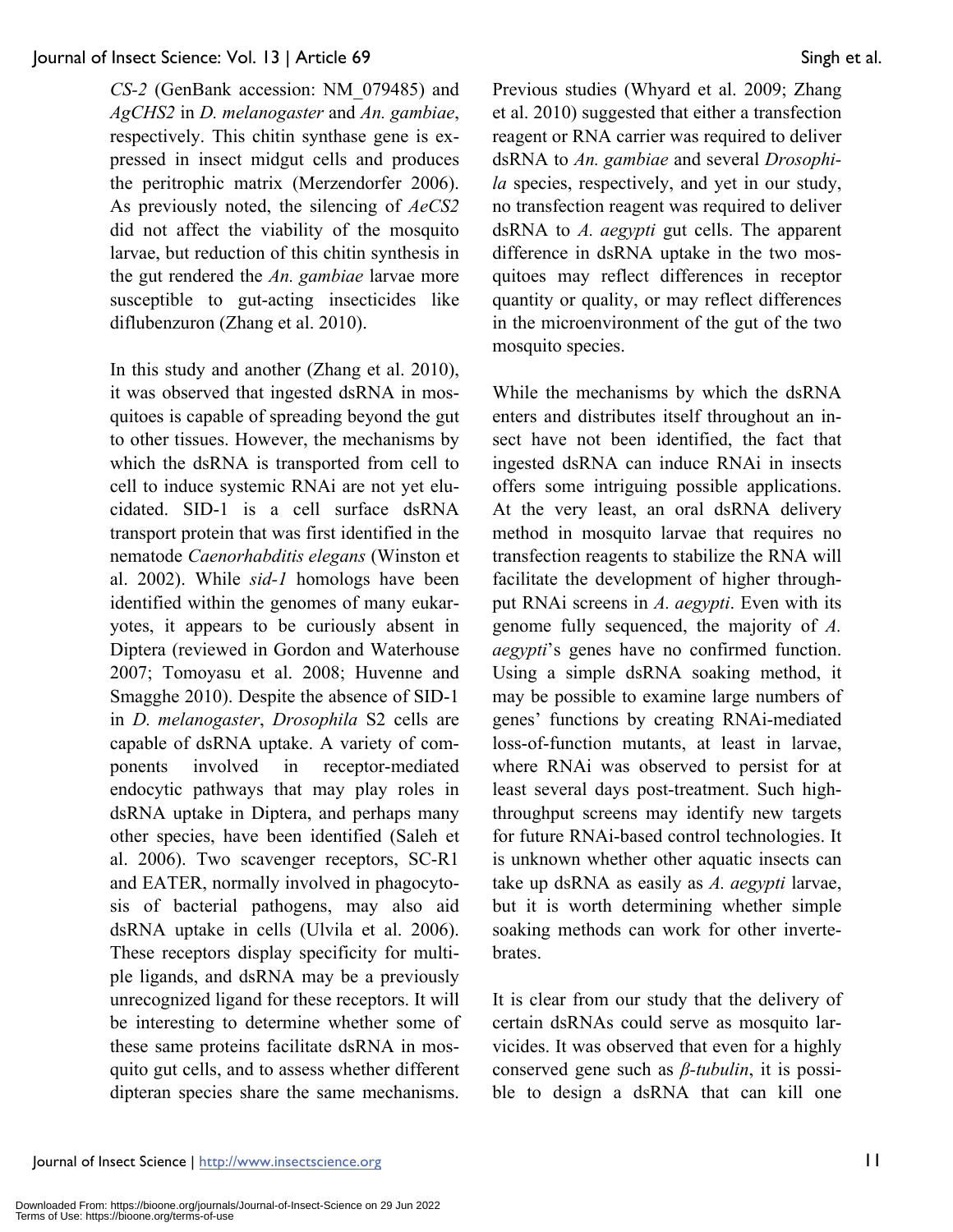*CS-2* (GenBank accession: NM_079485) and *AgCHS2* in *D. melanogaster* and *An. gambiae*, respectively. This chitin synthase gene is expressed in insect midgut cells and produces the peritrophic matrix (Merzendorfer 2006). As previously noted, the silencing of *AeCS2* did not affect the viability of the mosquito larvae, but reduction of this chitin synthesis in the gut rendered the *An. gambiae* larvae more susceptible to gut-acting insecticides like diflubenzuron (Zhang et al. 2010).

In this study and another (Zhang et al. 2010), it was observed that ingested dsRNA in mosquitoes is capable of spreading beyond the gut to other tissues. However, the mechanisms by which the dsRNA is transported from cell to cell to induce systemic RNAi are not yet elucidated. SID-1 is a cell surface dsRNA transport protein that was first identified in the nematode *Caenorhabditis elegans* (Winston et al. 2002). While *sid-1* homologs have been identified within the genomes of many eukaryotes, it appears to be curiously absent in Diptera (reviewed in Gordon and Waterhouse 2007; Tomoyasu et al. 2008; Huvenne and Smagghe 2010). Despite the absence of SID-1 in *D. melanogaster*, *Drosophila* S2 cells are capable of dsRNA uptake. A variety of components involved in receptor-mediated endocytic pathways that may play roles in dsRNA uptake in Diptera, and perhaps many other species, have been identified (Saleh et al. 2006). Two scavenger receptors, SC-R1 and EATER, normally involved in phagocytosis of bacterial pathogens, may also aid dsRNA uptake in cells (Ulvila et al. 2006). These receptors display specificity for multiple ligands, and dsRNA may be a previously unrecognized ligand for these receptors. It will be interesting to determine whether some of these same proteins facilitate dsRNA in mosquito gut cells, and to assess whether different dipteran species share the same mechanisms.

Previous studies (Whyard et al. 2009; Zhang et al. 2010) suggested that either a transfection reagent or RNA carrier was required to deliver dsRNA to *An. gambiae* and several *Drosophila* species, respectively, and yet in our study, no transfection reagent was required to deliver dsRNA to *A. aegypti* gut cells. The apparent difference in dsRNA uptake in the two mosquitoes may reflect differences in receptor quantity or quality, or may reflect differences in the microenvironment of the gut of the two mosquito species.

While the mechanisms by which the dsRNA enters and distributes itself throughout an insect have not been identified, the fact that ingested dsRNA can induce RNAi in insects offers some intriguing possible applications. At the very least, an oral dsRNA delivery method in mosquito larvae that requires no transfection reagents to stabilize the RNA will facilitate the development of higher throughput RNAi screens in *A. aegypti*. Even with its genome fully sequenced, the majority of *A. aegypti*'s genes have no confirmed function. Using a simple dsRNA soaking method, it may be possible to examine large numbers of genes' functions by creating RNAi-mediated loss-of-function mutants, at least in larvae, where RNAi was observed to persist for at least several days post-treatment. Such high-throughput screens may identify new targets for future RNAi-based control technologies. It is unknown whether other aquatic insects can take up dsRNA as easily as *A. aegypti* larvae, but it is worth determining whether simple soaking methods can work for other invertebrates.

It is clear from our study that the delivery of certain dsRNAs could serve as mosquito larvicides. It was observed that even for a highly conserved gene such as *β-tubulin*, it is possible to design a dsRNA that can kill one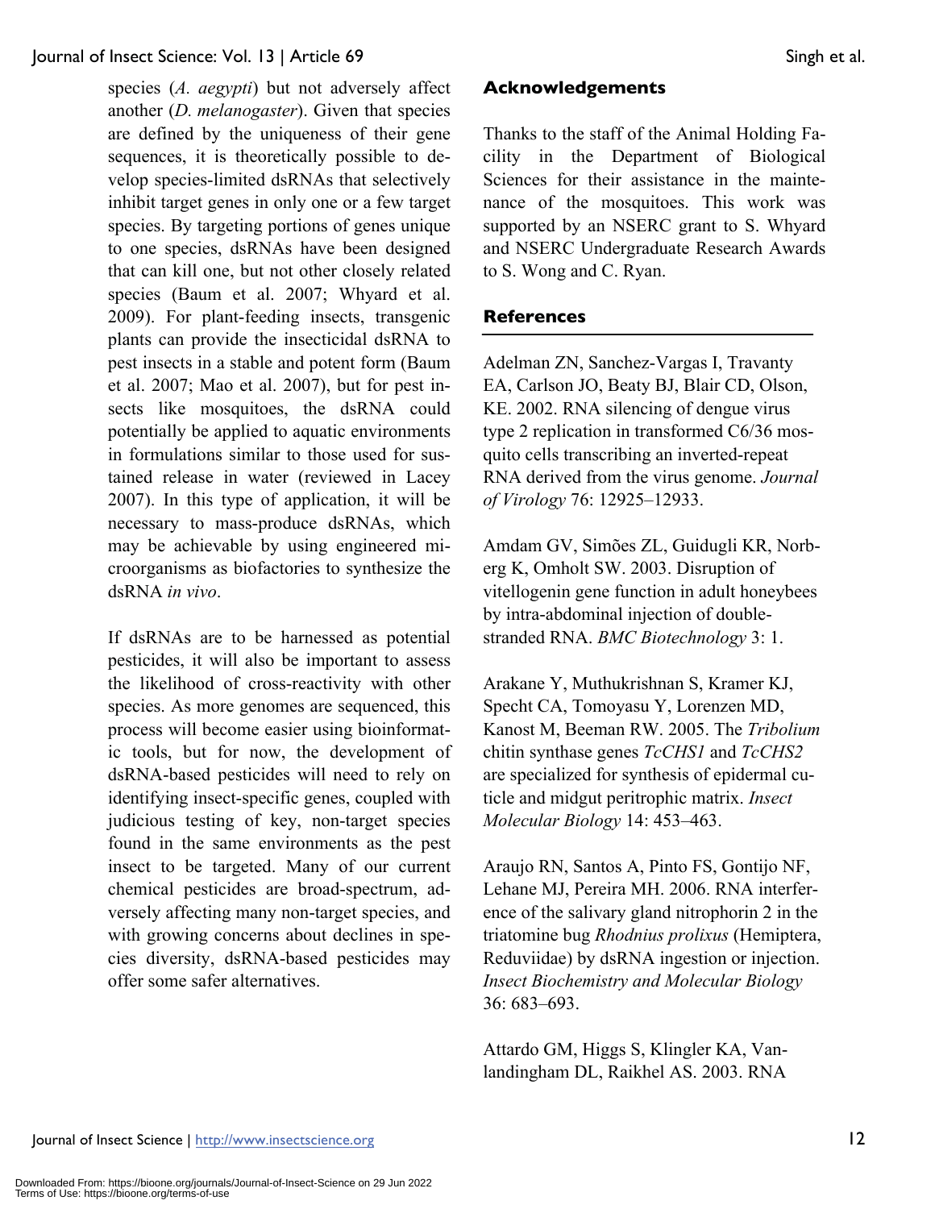species (*A. aegypti*) but not adversely affect another (*D. melanogaster*). Given that species are defined by the uniqueness of their gene sequences, it is theoretically possible to develop species-limited dsRNAs that selectively inhibit target genes in only one or a few target species. By targeting portions of genes unique to one species, dsRNAs have been designed that can kill one, but not other closely related species (Baum et al. 2007; Whyard et al. 2009). For plant-feeding insects, transgenic plants can provide the insecticidal dsRNA to pest insects in a stable and potent form (Baum et al. 2007; Mao et al. 2007), but for pest insects like mosquitoes, the dsRNA could potentially be applied to aquatic environments in formulations similar to those used for sustained release in water (reviewed in Lacey 2007). In this type of application, it will be necessary to mass-produce dsRNAs, which may be achievable by using engineered microorganisms as biofactories to synthesize the dsRNA *in vivo*.

If dsRNAs are to be harnessed as potential pesticides, it will also be important to assess the likelihood of cross-reactivity with other species. As more genomes are sequenced, this process will become easier using bioinformatic tools, but for now, the development of dsRNA-based pesticides will need to rely on identifying insect-specific genes, coupled with judicious testing of key, non-target species found in the same environments as the pest insect to be targeted. Many of our current chemical pesticides are broad-spectrum, adversely affecting many non-target species, and with growing concerns about declines in species diversity, dsRNA-based pesticides may offer some safer alternatives.

## Acknowledgements

Thanks to the staff of the Animal Holding Facility in the Department of Biological Sciences for their assistance in the maintenance of the mosquitoes. This work was supported by an NSERC grant to S. Whyard and NSERC Undergraduate Research Awards to S. Wong and C. Ryan.

## References

Adelman ZN, Sanchez-Vargas I, Travanty EA, Carlson JO, Beaty BJ, Blair CD, Olson, KE. 2002. RNA silencing of dengue virus type 2 replication in transformed C6/36 mosquito cells transcribing an inverted-repeat RNA derived from the virus genome. *Journal of Virology* 76: 12925–12933.

Amdam GV, Simões ZL, Guidugli KR, Norberg K, Omholt SW. 2003. Disruption of vitellogenin gene function in adult honeybees by intra-abdominal injection of double-stranded RNA. *BMC Biotechnology* 3: 1.

Arakane Y, Muthukrishnan S, Kramer KJ, Specht CA, Tomoyasu Y, Lorenzen MD, Kanost M, Beeman RW. 2005. The *Tribolium* chitin synthase genes *TcCHS1* and *TcCHS2* are specialized for synthesis of epidermal cuticle and midgut peritrophic matrix. *Insect Molecular Biology* 14: 453–463.

Araujo RN, Santos A, Pinto FS, Gontijo NF, Lehane MJ, Pereira MH. 2006. RNA interference of the salivary gland nitrophorin 2 in the triatomine bug *Rhodnius prolixus* (Hemiptera, Reduviidae) by dsRNA ingestion or injection. *Insect Biochemistry and Molecular Biology* 36: 683–693.

Attardo GM, Higgs S, Klingler KA, Vanlandingham DL, Raikhel AS. 2003. RNA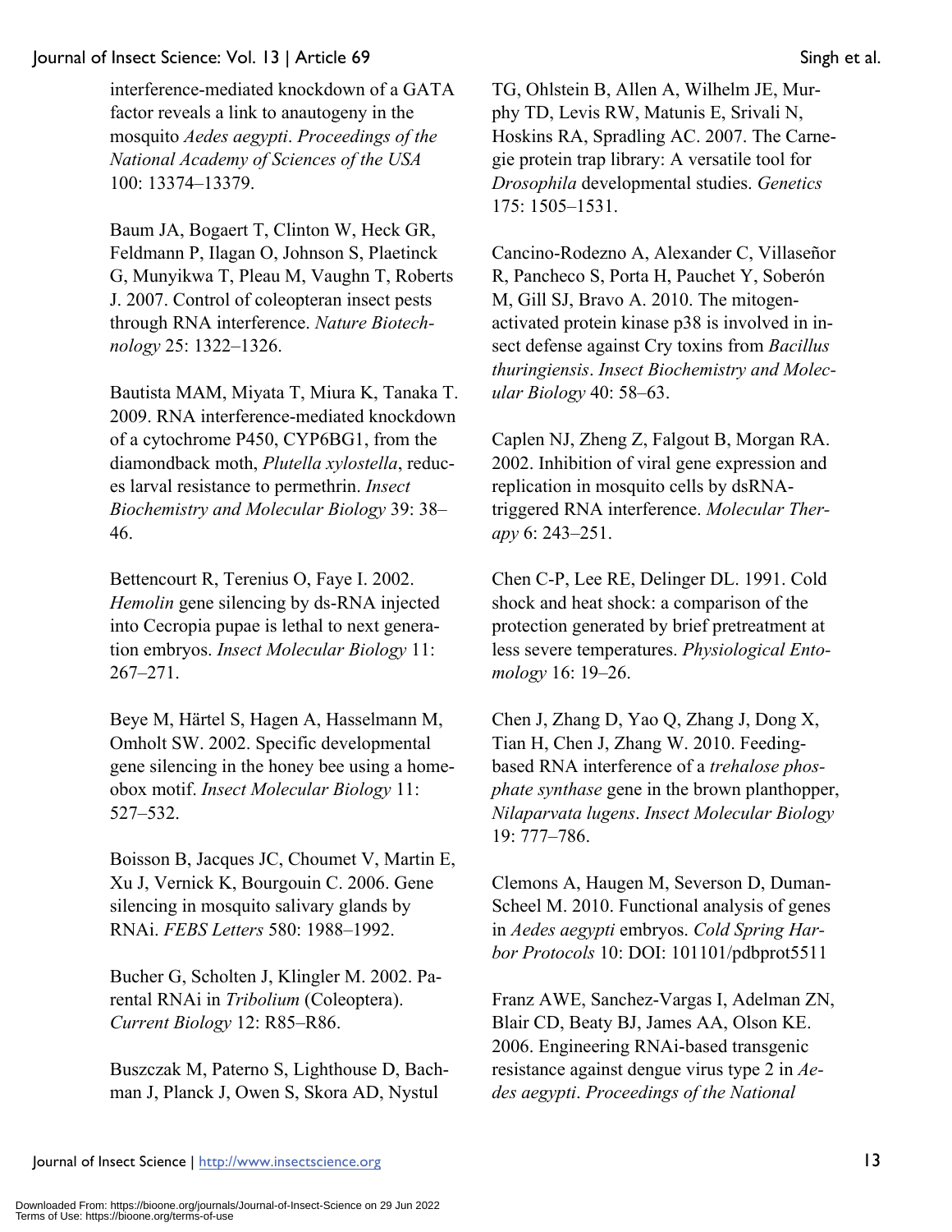interference-mediated knockdown of a GATA factor reveals a link to anautogeny in the mosquito *Aedes aegypti*. *Proceedings of the National Academy of Sciences of the USA* 100: 13374–13379.

Baum JA, Bogaert T, Clinton W, Heck GR, Feldmann P, Ilagan O, Johnson S, Plaetinck G, Munyikwa T, Pleau M, Vaughn T, Roberts J. 2007. Control of coleopteran insect pests through RNA interference. *Nature Biotechnology* 25: 1322–1326.

Bautista MAM, Miyata T, Miura K, Tanaka T. 2009. RNA interference-mediated knockdown of a cytochrome P450, CYP6BG1, from the diamondback moth, *Plutella xylostella*, reduces larval resistance to permethrin. *Insect Biochemistry and Molecular Biology* 39: 38–46.

Bettencourt R, Terenius O, Faye I. 2002. *Hemolin* gene silencing by ds-RNA injected into Cecropia pupae is lethal to next generation embryos. *Insect Molecular Biology* 11: 267–271.

Beye M, Härtel S, Hagen A, Hasselmann M, Omholt SW. 2002. Specific developmental gene silencing in the honey bee using a homeobox motif. *Insect Molecular Biology* 11: 527–532.

Boisson B, Jacques JC, Choumet V, Martin E, Xu J, Vernick K, Bourgouin C. 2006. Gene silencing in mosquito salivary glands by RNAi. *FEBS Letters* 580: 1988–1992.

Bucher G, Scholten J, Klingler M. 2002. Parental RNAi in *Tribolium* (Coleoptera). *Current Biology* 12: R85–R86.

Buszczak M, Paterno S, Lighthouse D, Bachman J, Planck J, Owen S, Skora AD, Nystul TG, Ohlstein B, Allen A, Wilhelm JE, Murphy TD, Levis RW, Matunis E, Srivali N, Hoskins RA, Spradling AC. 2007. The Carnegie protein trap library: A versatile tool for *Drosophila* developmental studies. *Genetics* 175: 1505–1531.

Cancino-Rodezno A, Alexander C, Villaseñor R, Pancheco S, Porta H, Pauchet Y, Soberón M, Gill SJ, Bravo A. 2010. The mitogen-activated protein kinase p38 is involved in insect defense against Cry toxins from *Bacillus thuringiensis*. *Insect Biochemistry and Molecular Biology* 40: 58–63.

Caplen NJ, Zheng Z, Falgout B, Morgan RA. 2002. Inhibition of viral gene expression and replication in mosquito cells by dsRNA-triggered RNA interference. *Molecular Therapy* 6: 243–251.

Chen C-P, Lee RE, Delinger DL. 1991. Cold shock and heat shock: a comparison of the protection generated by brief pretreatment at less severe temperatures. *Physiological Entomology* 16: 19–26.

Chen J, Zhang D, Yao Q, Zhang J, Dong X, Tian H, Chen J, Zhang W. 2010. Feeding-based RNA interference of a *trehalose phosphate synthase* gene in the brown planthopper, *Nilaparvata lugens*. *Insect Molecular Biology* 19: 777–786.

Clemons A, Haugen M, Severson D, Duman-Scheel M. 2010. Functional analysis of genes in *Aedes aegypti* embryos. *Cold Spring Harbor Protocols* 10: DOI: 101101/pdbprot5511

Franz AWE, Sanchez-Vargas I, Adelman ZN, Blair CD, Beaty BJ, James AA, Olson KE. 2006. Engineering RNAi-based transgenic resistance against dengue virus type 2 in *Aedes aegypti*. *Proceedings of the National*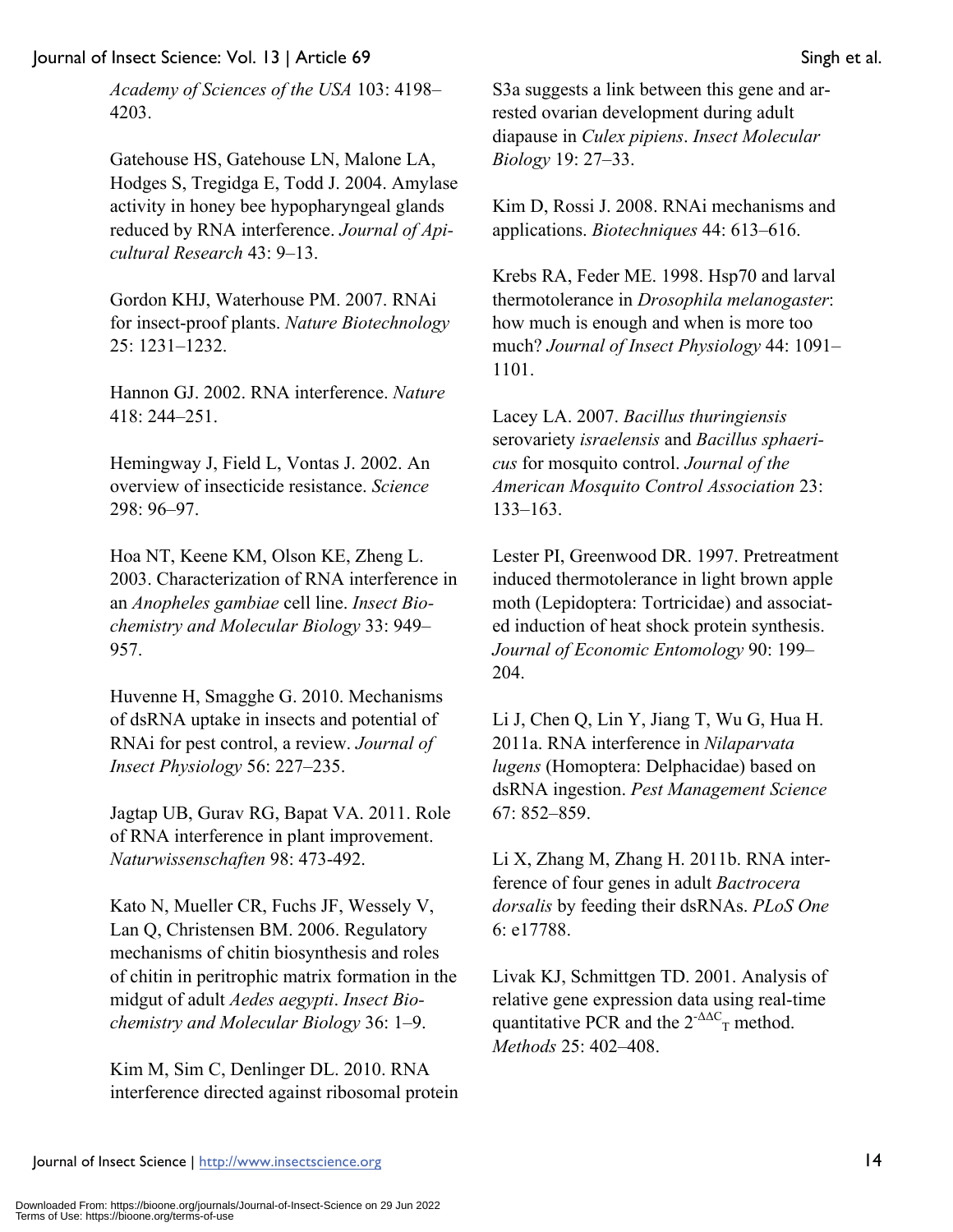*Academy of Sciences of the USA* 103: 4198–4203.

Gatehouse HS, Gatehouse LN, Malone LA, Hodges S, Tregidga E, Todd J. 2004. Amylase activity in honey bee hypopharyngeal glands reduced by RNA interference. *Journal of Apicultural Research* 43: 9–13.

Gordon KHJ, Waterhouse PM. 2007. RNAi for insect-proof plants. *Nature Biotechnology* 25: 1231–1232.

Hannon GJ. 2002. RNA interference. *Nature* 418: 244–251.

Hemingway J, Field L, Vontas J. 2002. An overview of insecticide resistance. *Science* 298: 96–97.

Hoa NT, Keene KM, Olson KE, Zheng L. 2003. Characterization of RNA interference in an *Anopheles gambiae* cell line. *Insect Biochemistry and Molecular Biology* 33: 949–957.

Huvenne H, Smagghe G. 2010. Mechanisms of dsRNA uptake in insects and potential of RNAi for pest control, a review. *Journal of Insect Physiology* 56: 227–235.

Jagtap UB, Gurav RG, Bapat VA. 2011. Role of RNA interference in plant improvement. *Naturwissenschaften* 98: 473-492.

Kato N, Mueller CR, Fuchs JF, Wessely V, Lan Q, Christensen BM. 2006. Regulatory mechanisms of chitin biosynthesis and roles of chitin in peritrophic matrix formation in the midgut of adult *Aedes aegypti*. *Insect Biochemistry and Molecular Biology* 36: 1–9.

Kim M, Sim C, Denlinger DL. 2010. RNA interference directed against ribosomal protein S3a suggests a link between this gene and arrested ovarian development during adult diapause in *Culex pipiens*. *Insect Molecular Biology* 19: 27–33.

Kim D, Rossi J. 2008. RNAi mechanisms and applications. *Biotechniques* 44: 613–616.

Krebs RA, Feder ME. 1998. Hsp70 and larval thermotolerance in *Drosophila melanogaster*: how much is enough and when is more too much? *Journal of Insect Physiology* 44: 1091–1101.

Lacey LA. 2007. *Bacillus thuringiensis* serovariety *israelensis* and *Bacillus sphaericus* for mosquito control. *Journal of the American Mosquito Control Association* 23: 133–163.

Lester PI, Greenwood DR. 1997. Pretreatment induced thermotolerance in light brown apple moth (Lepidoptera: Tortricidae) and associated induction of heat shock protein synthesis. *Journal of Economic Entomology* 90: 199–204.

Li J, Chen Q, Lin Y, Jiang T, Wu G, Hua H. 2011a. RNA interference in *Nilaparvata lugens* (Homoptera: Delphacidae) based on dsRNA ingestion. *Pest Management Science* 67: 852–859.

Li X, Zhang M, Zhang H. 2011b. RNA interference of four genes in adult *Bactrocera dorsalis* by feeding their dsRNAs. *PLoS One* 6: e17788.

Livak KJ, Schmittgen TD. 2001. Analysis of relative gene expression data using real-time quantitative PCR and the $2^{-\Delta\Delta C_T}$ method. *Methods* 25: 402–408.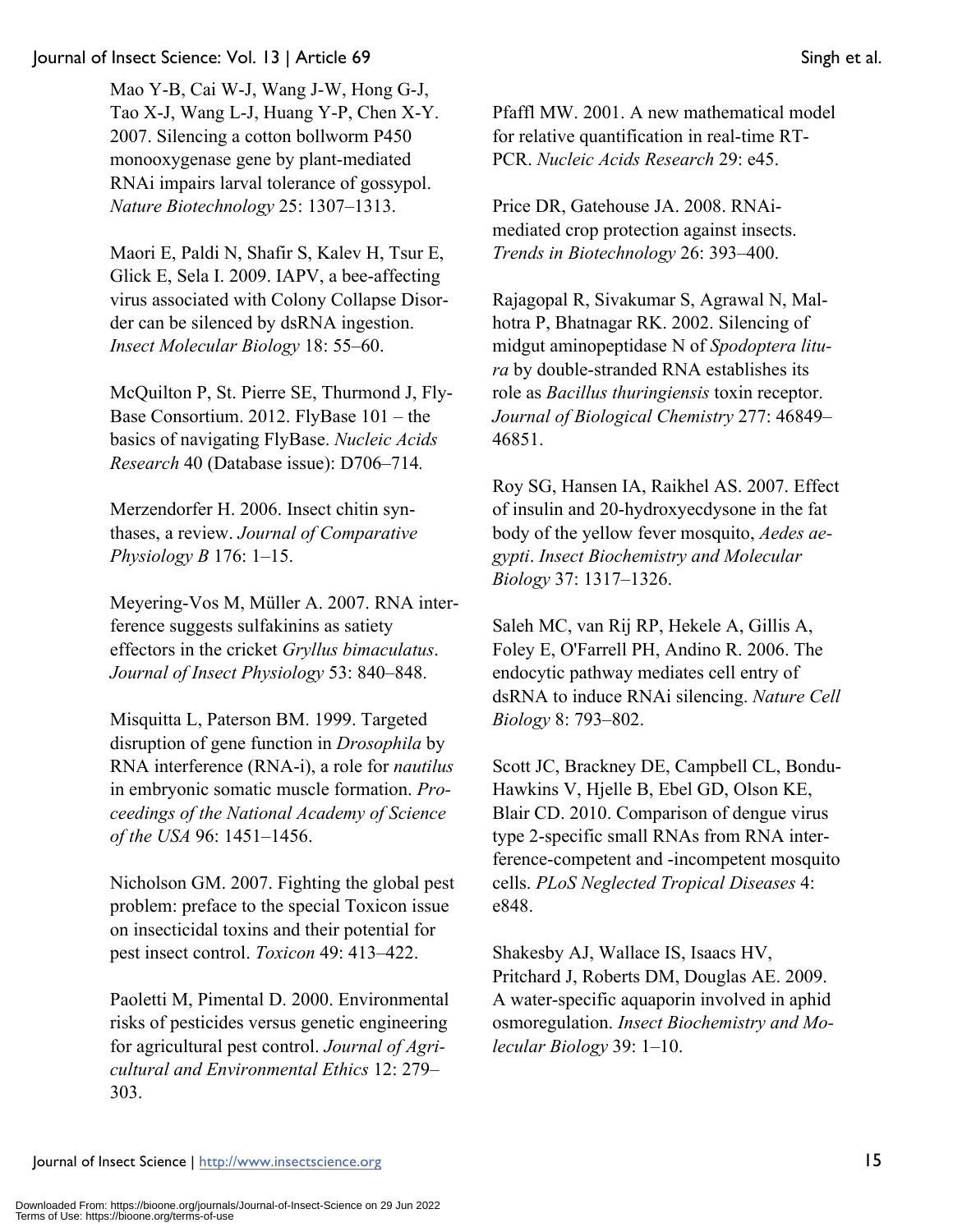Mao Y-B, Cai W-J, Wang J-W, Hong G-J, Tao X-J, Wang L-J, Huang Y-P, Chen X-Y. 2007. Silencing a cotton bollworm P450 monooxygenase gene by plant-mediated RNAi impairs larval tolerance of gossypol. *Nature Biotechnology* 25: 1307–1313.

Maori E, Paldi N, Shafir S, Kalev H, Tsur E, Glick E, Sela I. 2009. IAPV, a bee-affecting virus associated with Colony Collapse Disorder can be silenced by dsRNA ingestion. *Insect Molecular Biology* 18: 55–60.

McQuilton P, St. Pierre SE, Thurmond J, FlyBase Consortium. 2012. FlyBase 101 – the basics of navigating FlyBase. *Nucleic Acids Research* 40 (Database issue): D706–714.

Merzendorfer H. 2006. Insect chitin synthases, a review. *Journal of Comparative Physiology B* 176: 1–15.

Meyering-Vos M, Müller A. 2007. RNA interference suggests sulfakinins as satiety effectors in the cricket *Gryllus bimaculatus*. *Journal of Insect Physiology* 53: 840–848.

Misquitta L, Paterson BM. 1999. Targeted disruption of gene function in *Drosophila* by RNA interference (RNA-i), a role for *nautilus* in embryonic somatic muscle formation. *Proceedings of the National Academy of Science of the USA* 96: 1451–1456.

Nicholson GM. 2007. Fighting the global pest problem: preface to the special Toxicon issue on insecticidal toxins and their potential for pest insect control. *Toxicon* 49: 413–422.

Paoletti M, Pimental D. 2000. Environmental risks of pesticides versus genetic engineering for agricultural pest control. *Journal of Agricultural and Environmental Ethics* 12: 279–303.

Pfaffl MW. 2001. A new mathematical model for relative quantification in real-time RT-PCR. *Nucleic Acids Research* 29: e45.

Price DR, Gatehouse JA. 2008. RNAi-mediated crop protection against insects. *Trends in Biotechnology* 26: 393–400.

Rajagopal R, Sivakumar S, Agrawal N, Malhotra P, Bhatnagar RK. 2002. Silencing of midgut aminopeptidase N of *Spodoptera litura* by double-stranded RNA establishes its role as *Bacillus thuringiensis* toxin receptor. *Journal of Biological Chemistry* 277: 46849–46851.

Roy SG, Hansen IA, Raikhel AS. 2007. Effect of insulin and 20-hydroxyecdysone in the fat body of the yellow fever mosquito, *Aedes aegypti*. *Insect Biochemistry and Molecular Biology* 37: 1317–1326.

Saleh MC, van Rij RP, Hekele A, Gillis A, Foley E, O'Farrell PH, Andino R. 2006. The endocytic pathway mediates cell entry of dsRNA to induce RNAi silencing. *Nature Cell Biology* 8: 793–802.

Scott JC, Brackney DE, Campbell CL, Bondu-Hawkins V, Hjelle B, Ebel GD, Olson KE, Blair CD. 2010. Comparison of dengue virus type 2-specific small RNAs from RNA interference-competent and -incompetent mosquito cells. *PLoS Neglected Tropical Diseases* 4: e848.

Shakesby AJ, Wallace IS, Isaacs HV, Pritchard J, Roberts DM, Douglas AE. 2009. A water-specific aquaporin involved in aphid osmoregulation. *Insect Biochemistry and Molecular Biology* 39: 1–10.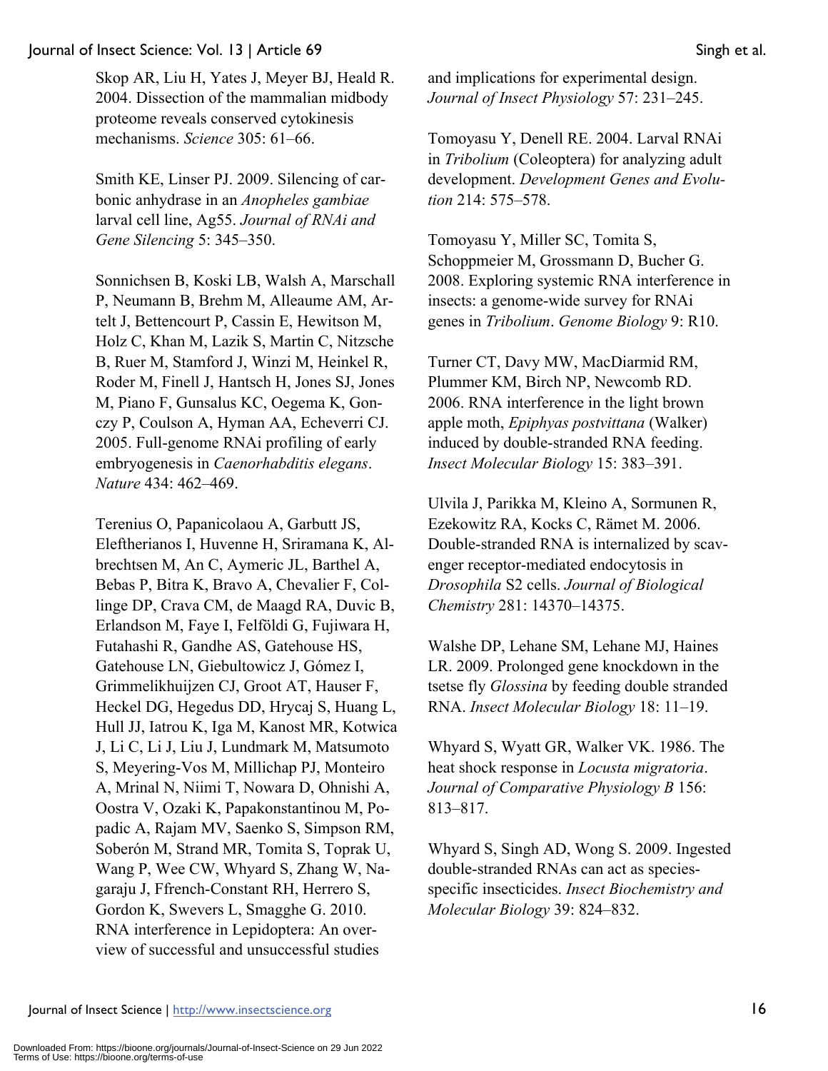Skop AR, Liu H, Yates J, Meyer BJ, Heald R. 2004. Dissection of the mammalian midbody proteome reveals conserved cytokinesis mechanisms. *Science* 305: 61–66.

Smith KE, Linser PJ. 2009. Silencing of carbonic anhydrase in an *Anopheles gambiae* larval cell line, Ag55. *Journal of RNAi and Gene Silencing* 5: 345–350.

Sonnichsen B, Koski LB, Walsh A, Marschall P, Neumann B, Brehm M, Alleaume AM, Artelt J, Bettencourt P, Cassin E, Hewitson M, Holz C, Khan M, Lazik S, Martin C, Nitzsche B, Ruer M, Stamford J, Winzi M, Heinkel R, Roder M, Finell J, Hantsch H, Jones SJ, Jones M, Piano F, Gunsalus KC, Oegema K, Gonczy P, Coulson A, Hyman AA, Echeverri CJ. 2005. Full-genome RNAi profiling of early embryogenesis in *Caenorhabditis elegans*. *Nature* 434: 462–469.

Terenius O, Papanicolaou A, Garbutt JS, Eleftherianos I, Huvenne H, Sriramana K, Albrechtsen M, An C, Aymeric JL, Barthel A, Bebas P, Bitra K, Bravo A, Chevalier F, Collinge DP, Crava CM, de Maagd RA, Duvic B, Erlandson M, Faye I, Felföldi G, Fujiwara H, Futahashi R, Gandhe AS, Gatehouse HS, Gatehouse LN, Giebultowicz J, Gómez I, Grimmelikhuijzen CJ, Groot AT, Hauser F, Heckel DG, Hegedus DD, Hrycaj S, Huang L, Hull JJ, Iatrou K, Iga M, Kanost MR, Kotwica J, Li C, Li J, Liu J, Lundmark M, Matsumoto S, Meyering-Vos M, Millichap PJ, Monteiro A, Mrinal N, Niimi T, Nowara D, Ohnishi A, Oostra V, Ozaki K, Papakonstantinou M, Popadic A, Rajam MV, Saenko S, Simpson RM, Soberón M, Strand MR, Tomita S, Toprak U, Wang P, Wee CW, Whyard S, Zhang W, Nagaraju J, Ffrench-Constant RH, Herrero S, Gordon K, Swevers L, Smagghe G. 2010. RNA interference in Lepidoptera: An overview of successful and unsuccessful studies and implications for experimental design. *Journal of Insect Physiology* 57: 231–245.

Tomoyasu Y, Denell RE. 2004. Larval RNAi in *Tribolium* (Coleoptera) for analyzing adult development. *Development Genes and Evolution* 214: 575–578.

Tomoyasu Y, Miller SC, Tomita S, Schoppmeier M, Grossmann D, Bucher G. 2008. Exploring systemic RNA interference in insects: a genome-wide survey for RNAi genes in *Tribolium*. *Genome Biology* 9: R10.

Turner CT, Davy MW, MacDiarmid RM, Plummer KM, Birch NP, Newcomb RD. 2006. RNA interference in the light brown apple moth, *Epiphyas postvittana* (Walker) induced by double-stranded RNA feeding. *Insect Molecular Biology* 15: 383–391.

Ulvila J, Parikka M, Kleino A, Sormunen R, Ezekowitz RA, Kocks C, Rämet M. 2006. Double-stranded RNA is internalized by scavenger receptor-mediated endocytosis in *Drosophila* S2 cells. *Journal of Biological Chemistry* 281: 14370–14375.

Walshe DP, Lehane SM, Lehane MJ, Haines LR. 2009. Prolonged gene knockdown in the tsetse fly *Glossina* by feeding double stranded RNA. *Insect Molecular Biology* 18: 11–19.

Whyard S, Wyatt GR, Walker VK. 1986. The heat shock response in *Locusta migratoria*. *Journal of Comparative Physiology B* 156: 813–817.

Whyard S, Singh AD, Wong S. 2009. Ingested double-stranded RNAs can act as species-specific insecticides. *Insect Biochemistry and Molecular Biology* 39: 824–832.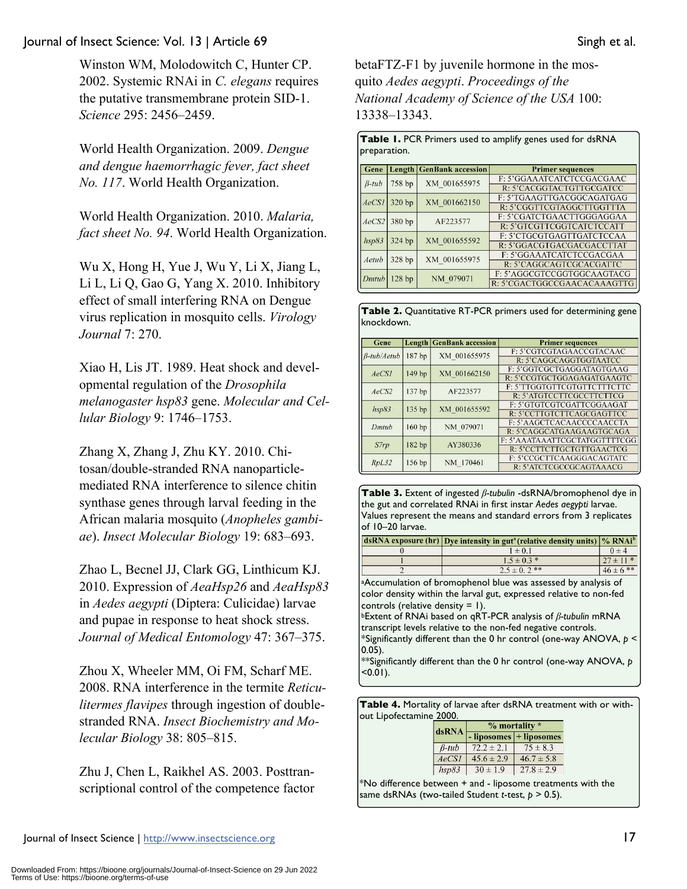Winston WM, Molodowitch C, Hunter CP. 2002. Systemic RNAi in *C. elegans* requires the putative transmembrane protein SID-1. *Science* 295: 2456–2459.

World Health Organization. 2009. *Dengue and dengue haemorrhagic fever, fact sheet No. 117*. World Health Organization.

World Health Organization. 2010. *Malaria, fact sheet No. 94*. World Health Organization.

Wu X, Hong H, Yue J, Wu Y, Li X, Jiang L, Li L, Li Q, Gao G, Yang X. 2010. Inhibitory effect of small interfering RNA on Dengue virus replication in mosquito cells. *Virology Journal* 7: 270.

Xiao H, Lis JT. 1989. Heat shock and developmental regulation of the *Drosophila melanogaster hsp83* gene. *Molecular and Cellular Biology* 9: 1746–1753.

Zhang X, Zhang J, Zhu KY. 2010. Chitosan/double-stranded RNA nanoparticle-mediated RNA interference to silence chitin synthase genes through larval feeding in the African malaria mosquito (*Anopheles gambiae*). *Insect Molecular Biology* 19: 683–693.

Zhao L, Becnel JJ, Clark GG, Linthicum KJ. 2010. Expression of *AeaHsp26* and *AeaHsp83* in *Aedes aegypti* (Diptera: Culicidae) larvae and pupae in response to heat shock stress. *Journal of Medical Entomology* 47: 367–375.

Zhou X, Wheeler MM, Oi FM, Scharf ME. 2008. RNA interference in the termite *Reticulitermes flavipes* through ingestion of double-stranded RNA. *Insect Biochemistry and Molecular Biology* 38: 805–815.

Zhu J, Chen L, Raikhel AS. 2003. Posttranscriptional control of the competence factor betaFTZ-F1 by juvenile hormone in the mosquito *Aedes aegypti*. *Proceedings of the National Academy of Science of the USA* 100: 13338–13343.

**Table 1.** PCR Primers used to amplify genes used for dsRNA preparation.

| Gene | Length | GenBank accession | Primer sequences |
|---|---|---|---|
| *β-tub* | 758 bp | XM_001655975 | F: 5'GGAAATCATCTCCGACGAAC |
| | | | R: 5'CACGGTACTGTTGCGATCC |
| *AeCS1* | 320 bp | XM_001662150 | F: 5'TGAAGTTGACGGCAGATGAG |
| | | | R: 5'CGGTTCGTAGGCTTGGTTTA |
| *AeCS2* | 380 bp | AF223577 | F: 5'CGATCTGAACTTGGGAGGAA |
| | | | R: 5'GTCGTTCGGTCATCTCCATT |
| *hsp83* | 324 bp | XM_001655592 | F: 5'CTGCGTGAGTTGATCTCCAA |
| | | | R: 5'GGACGTGACGACGACCTTAT |
| *Aetub* | 328 bp | XM_001655975 | F: 5'GGAAATCATCTCCGACGAA |
| | | | R: 5'CAGGCAGTCGCACGATTC |
| *Dmtub* | 128 bp | NM_079071 | F: 5'AGGCGTCCGGTGGCAAGTACG |
| | | | R: 5'CGACTGGCCGAACACAAAGTTG |

**Table 2.** Quantitative RT-PCR primers used for determining gene knockdown.

| Gene | Length | GenBank accession | Primer sequences |
|---|---|---|---|
| *β-tub/Aetub* | 187 bp | XM_001655975 | F: 5'CGTCGTAGAACCGTACAAC |
| | | | R: 5'CAGGCAGGTGGTAATCC |
| *AeCS1* | 149 bp | XM_001662150 | F: 5'GGTCGCTGAGGATAGTGAAG |
| | | | R: 5'CCGTGCTGGAGAGATGAAGTC |
| *AeCS2* | 137 bp | AF223577 | F: 5'TTGGTGTTCGTGTTCTTTCTTC |
| | | | R: 5'ATGTCCTTCGCCTTCTTCG |
| *hsp83* | 135 bp | XM_001655592 | F: 5'GTGTCGTCGATTCGGAAGAT |
| | | | R: 5'CCTTGTCTTCAGCGAGTTCC |
| *Dmtub* | 160 bp | NM_079071 | F: 5'AAGCTCACAACCCCAACCTA |
| | | | R: 5'CAGGCATGAAGAAGTGCAGA |
| *S7rp* | 182 bp | AY380336 | F: 5'AAATAAATCGCTATGGTTTTCGG |
| | | | R: 5'CCTTCTTGCTGTTGAACTCG |
| *RpL32* | 156 bp | NM_170461 | F: 5'CCGCTTCAAGGGACAGTATC |
| | | | R: 5'ATCTCGCCGCAGTAAACG |

**Table 3.** Extent of ingested *β-tubulin* -dsRNA/bromophenol dye in the gut and correlated RNAi in first instar *Aedes aegypti* larvae. Values represent the means and standard errors from 3 replicates of 10–20 larvae.

| dsRNA exposure (hr) | Dye intensity in gut[a] (relative density units) | % RNAi[b] |
|---|---|---|
| 0 | 1 ± 0.1 | 0 ± 4 |
| 1 | 1.5 ± 0.3 * | 27 ± 11 * |
| 2 | 2.5 ± 0. 2 ** | 46 ± 6 ** |

[a]Accumulation of bromophenol blue was assessed by analysis of color density within the larval gut, expressed relative to non-fed controls (relative density = 1).
[b]Extent of RNAi based on qRT-PCR analysis of *β-tubulin* mRNA transcript levels relative to the non-fed negative controls.
*Significantly different than the 0 hr control (one-way ANOVA, $p < 0.05$).
**Significantly different than the 0 hr control (one-way ANOVA, $p < 0.01$).

**Table 4.** Mortality of larvae after dsRNA treatment with or without Lipofectamine 2000.

| dsRNA | % mortality * | |
|---|---|---|
| | - liposomes | + liposomes |
| *β-tub* | 72.2 ± 2.1 | 75 ± 8.3 |
| *AeCS1* | 45.6 ± 2.9 | 46.7 ± 5.8 |
| *hsp83* | 30 ± 1.9 | 27.8 ± 2.9 |

*No difference between + and - liposome treatments with the same dsRNAs (two-tailed Student *t*-test, $p > 0.5$).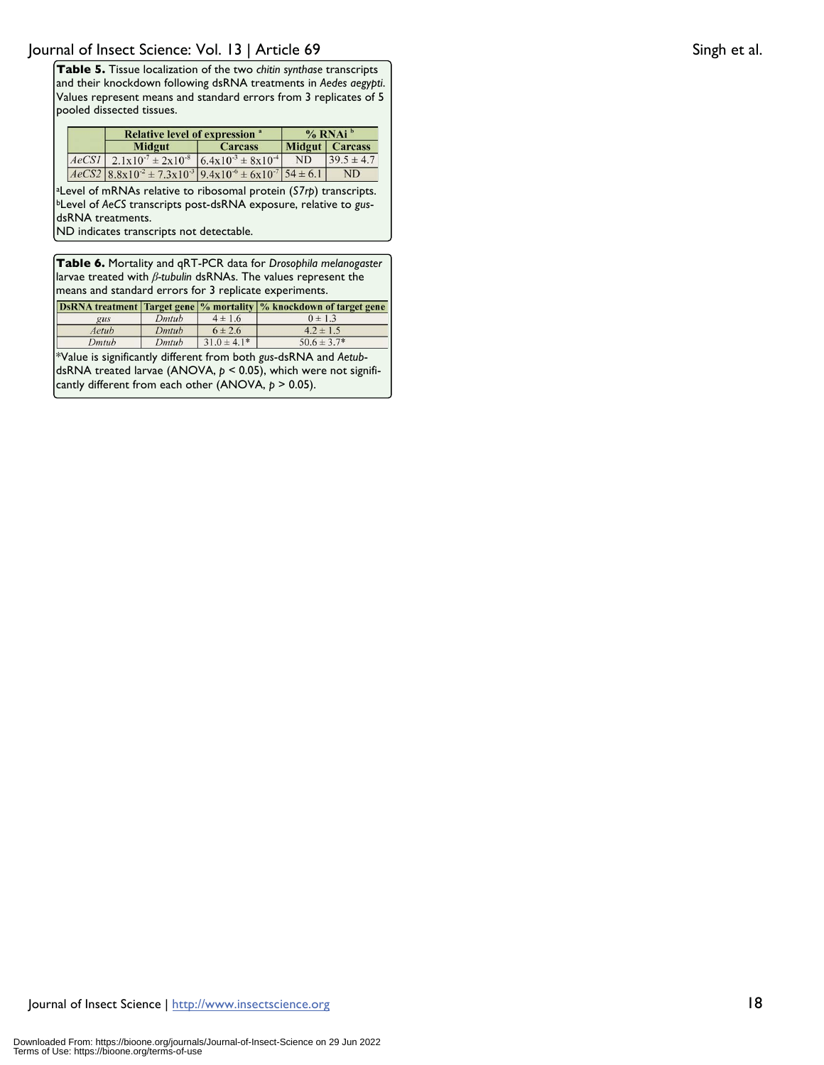**Table 5.** Tissue localization of the two *chitin synthase* transcripts and their knockdown following dsRNA treatments in *Aedes aegypti*. Values represent means and standard errors from 3 replicates of 5 pooled dissected tissues.

| | Relative level of expression [a] | | % RNAi [b] | |
|---|---|---|---|---|
| | Midgut | Carcass | Midgut | Carcass |
| *AeCS1* | $2.1 \times 10^{-7} \pm 2 \times 10^{-8}$ | $6.4 \times 10^{-3} \pm 8 \times 10^{-4}$ | ND | $39.5 \pm 4.7$ |
| *AeCS2* | $8.8 \times 10^{-2} \pm 7.3 \times 10^{-3}$ | $9.4 \times 10^{-6} \pm 6 \times 10^{-7}$ | $54 \pm 6.1$ | ND |

[a]Level of mRNAs relative to ribosomal protein (*S7rp*) transcripts.
[b]Level of *AeCS* transcripts post-dsRNA exposure, relative to *gus*-dsRNA treatments.
ND indicates transcripts not detectable.

**Table 6.** Mortality and qRT-PCR data for *Drosophila melanogaster* larvae treated with *β-tubulin* dsRNAs. The values represent the means and standard errors for 3 replicate experiments.

| DsRNA treatment | Target gene | % mortality | % knockdown of target gene |
|---|---|---|---|
| *gus* | *Dmtub* | $4 \pm 1.6$ | $0 \pm 1.3$ |
| *Aetub* | *Dmtub* | $6 \pm 2.6$ | $4.2 \pm 1.5$ |
| *Dmtub* | *Dmtub* | $31.0 \pm 4.1$* | $50.6 \pm 3.7$* |

*Value is significantly different from both *gus*-dsRNA and *Aetub*-dsRNA treated larvae (ANOVA, $p < 0.05$), which were not significantly different from each other (ANOVA, $p > 0.05$).